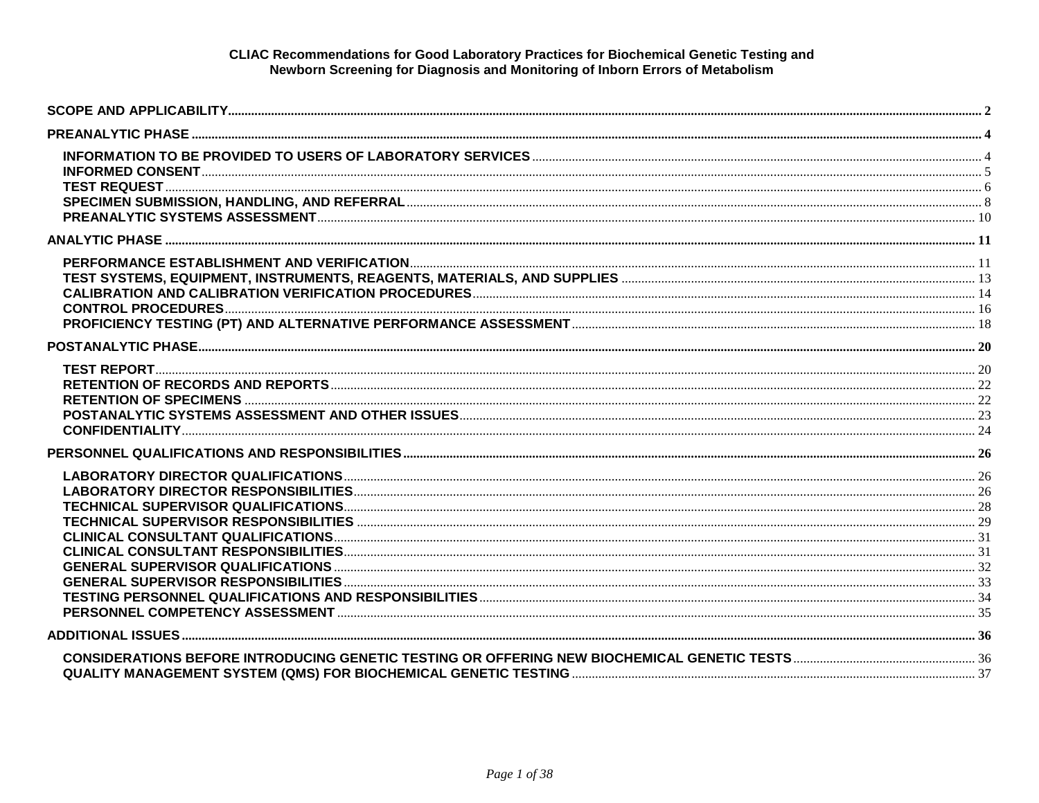# CLIAC Recommendations for Good Laboratory Practices for Biochemical Genetic Testing and Newborn Screening for Diagnosis and Monitoring of Inborn Errors of Metabolism

**SCOPE AND APPLICABILITY** .......... 2

**PREANALYTIC PHASE** .......... 4

- INFORMATION TO BE PROVIDED TO USERS OF LABORATORY SERVICES .......... 4
- INFORMED CONSENT .......... 5
- TEST REQUEST .......... 6
- SPECIMEN SUBMISSION, HANDLING, AND REFERRAL .......... 8
- PREANALYTIC SYSTEMS ASSESSMENT .......... 10

**ANALYTIC PHASE** .......... 11

- PERFORMANCE ESTABLISHMENT AND VERIFICATION .......... 11
- TEST SYSTEMS, EQUIPMENT, INSTRUMENTS, REAGENTS, MATERIALS, AND SUPPLIES .......... 13
- CALIBRATION AND CALIBRATION VERIFICATION PROCEDURES .......... 14
- CONTROL PROCEDURES .......... 16
- PROFICIENCY TESTING (PT) AND ALTERNATIVE PERFORMANCE ASSESSMENT .......... 18

**POSTANALYTIC PHASE** .......... 20

- TEST REPORT .......... 20
- RETENTION OF RECORDS AND REPORTS .......... 22
- RETENTION OF SPECIMENS .......... 22
- POSTANALYTIC SYSTEMS ASSESSMENT AND OTHER ISSUES .......... 23
- CONFIDENTIALITY .......... 24

**PERSONNEL QUALIFICATIONS AND RESPONSIBILITIES** .......... 26

- LABORATORY DIRECTOR QUALIFICATIONS .......... 26
- LABORATORY DIRECTOR RESPONSIBILITIES .......... 26
- TECHNICAL SUPERVISOR QUALIFICATIONS .......... 28
- TECHNICAL SUPERVISOR RESPONSIBILITIES .......... 29
- CLINICAL CONSULTANT QUALIFICATIONS .......... 31
- CLINICAL CONSULTANT RESPONSIBILITIES .......... 31
- GENERAL SUPERVISOR QUALIFICATIONS .......... 32
- GENERAL SUPERVISOR RESPONSIBILITIES .......... 33
- TESTING PERSONNEL QUALIFICATIONS AND RESPONSIBILITIES .......... 34
- PERSONNEL COMPETENCY ASSESSMENT .......... 35

**ADDITIONAL ISSUES** .......... 36

- CONSIDERATIONS BEFORE INTRODUCING GENETIC TESTING OR OFFERING NEW BIOCHEMICAL GENETIC TESTS .......... 36
- QUALITY MANAGEMENT SYSTEM (QMS) FOR BIOCHEMICAL GENETIC TESTING .......... 37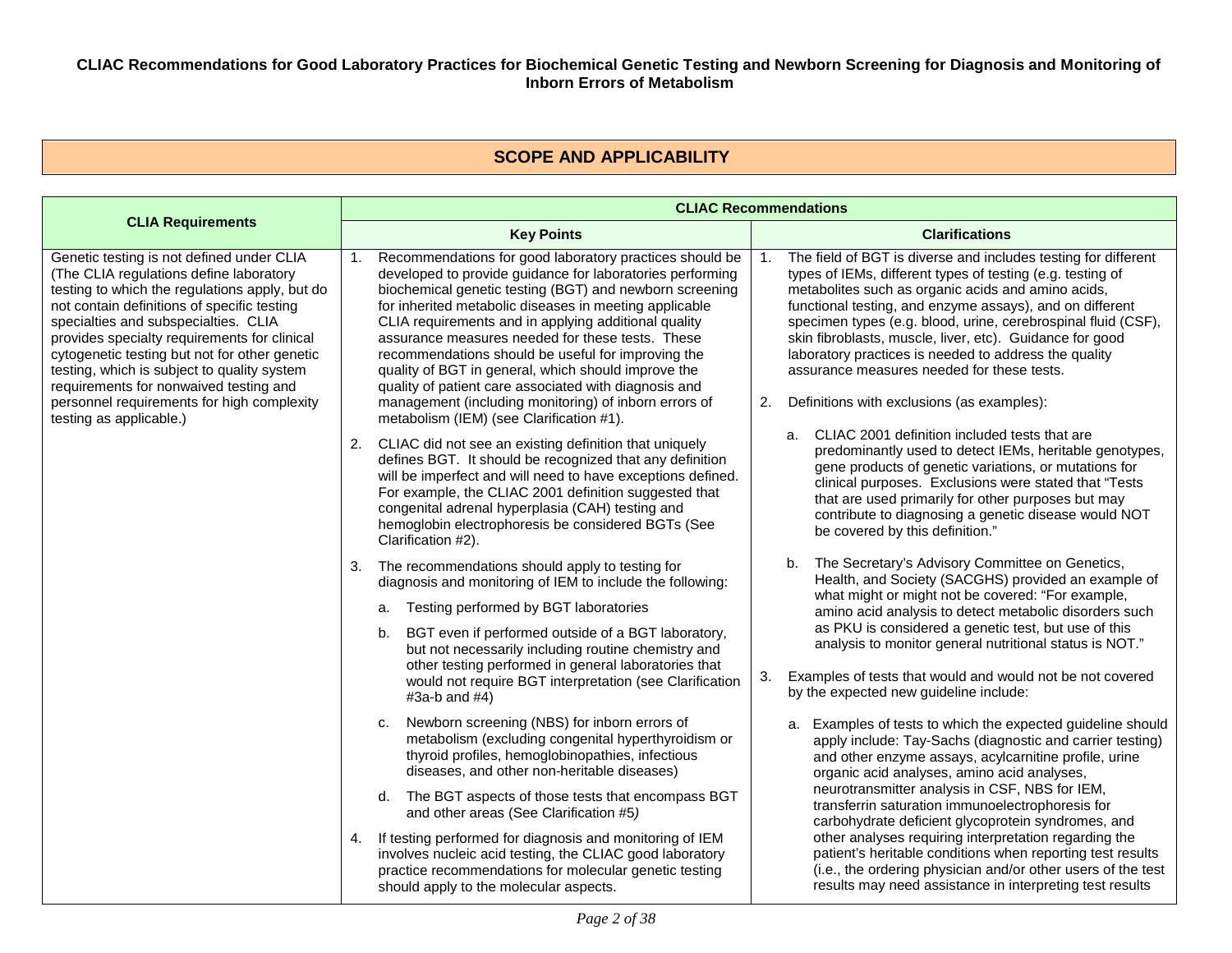**CLIAC Recommendations for Good Laboratory Practices for Biochemical Genetic Testing and Newborn Screening for Diagnosis and Monitoring of Inborn Errors of Metabolism**

## SCOPE AND APPLICABILITY

| CLIA Requirements | CLIAC Recommendations | |
|---|---|---|
| | **Key Points** | **Clarifications** |
| Genetic testing is not defined under CLIA (The CLIA regulations define laboratory testing to which the regulations apply, but do not contain definitions of specific testing specialties and subspecialties. CLIA provides specialty requirements for clinical cytogenetic testing but not for other genetic testing, which is subject to quality system requirements for nonwaived testing and personnel requirements for high complexity testing as applicable.) | 1. Recommendations for good laboratory practices should be developed to provide guidance for laboratories performing biochemical genetic testing (BGT) and newborn screening for inherited metabolic diseases in meeting applicable CLIA requirements and in applying additional quality assurance measures needed for these tests. These recommendations should be useful for improving the quality of BGT in general, which should improve the quality of patient care associated with diagnosis and management (including monitoring) of inborn errors of metabolism (IEM) (see Clarification #1).<br><br>2. CLIAC did not see an existing definition that uniquely defines BGT. It should be recognized that any definition will be imperfect and will need to have exceptions defined. For example, the CLIAC 2001 definition suggested that congenital adrenal hyperplasia (CAH) testing and hemoglobin electrophoresis be considered BGTs (See Clarification #2).<br><br>3. The recommendations should apply to testing for diagnosis and monitoring of IEM to include the following:<br>a. Testing performed by BGT laboratories<br>b. BGT even if performed outside of a BGT laboratory, but not necessarily including routine chemistry and other testing performed in general laboratories that would not require BGT interpretation (see Clarification #3a-b and #4)<br>c. Newborn screening (NBS) for inborn errors of metabolism (excluding congenital hyperthyroidism or thyroid profiles, hemoglobinopathies, infectious diseases, and other non-heritable diseases)<br>d. The BGT aspects of those tests that encompass BGT and other areas (See Clarification #5)<br><br>4. If testing performed for diagnosis and monitoring of IEM involves nucleic acid testing, the CLIAC good laboratory practice recommendations for molecular genetic testing should apply to the molecular aspects. | 1. The field of BGT is diverse and includes testing for different types of IEMs, different types of testing (e.g. testing of metabolites such as organic acids and amino acids, functional testing, and enzyme assays), and on different specimen types (e.g. blood, urine, cerebrospinal fluid (CSF), skin fibroblasts, muscle, liver, etc). Guidance for good laboratory practices is needed to address the quality assurance measures needed for these tests.<br><br>2. Definitions with exclusions (as examples):<br>a. CLIAC 2001 definition included tests that are predominantly used to detect IEMs, heritable genotypes, gene products of genetic variations, or mutations for clinical purposes. Exclusions were stated that "Tests that are used primarily for other purposes but may contribute to diagnosing a genetic disease would NOT be covered by this definition."<br>b. The Secretary's Advisory Committee on Genetics, Health, and Society (SACGHS) provided an example of what might or might not be covered: "For example, amino acid analysis to detect metabolic disorders such as PKU is considered a genetic test, but use of this analysis to monitor general nutritional status is NOT."<br><br>3. Examples of tests that would and would not be not covered by the expected new guideline include:<br>a. Examples of tests to which the expected guideline should apply include: Tay-Sachs (diagnostic and carrier testing) and other enzyme assays, acylcarnitine profile, urine organic acid analyses, amino acid analyses, neurotransmitter analysis in CSF, NBS for IEM, transferrin saturation immunoelectrophoresis for carbohydrate deficient glycoprotein syndromes, and other analyses requiring interpretation regarding the patient's heritable conditions when reporting test results (i.e., the ordering physician and/or other users of the test results may need assistance in interpreting test results |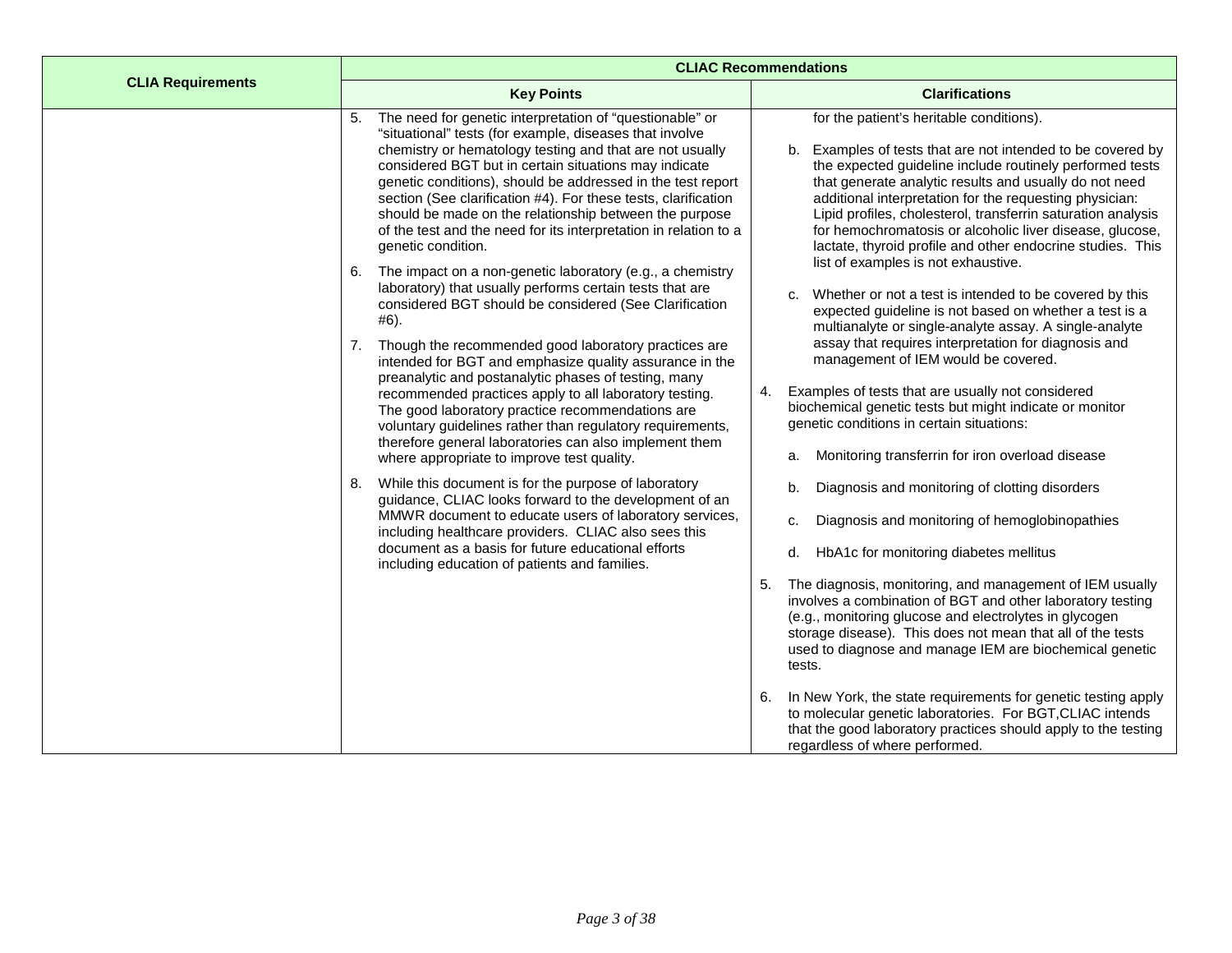| CLIA Requirements | CLIAC Recommendations | |
|---|---|---|
| | **Key Points** | **Clarifications** |
| | 5. The need for genetic interpretation of "questionable" or "situational" tests (for example, diseases that involve chemistry or hematology testing and that are not usually considered BGT but in certain situations may indicate genetic conditions), should be addressed in the test report section (See clarification #4). For these tests, clarification should be made on the relationship between the purpose of the test and the need for its interpretation in relation to a genetic condition.<br><br>6. The impact on a non-genetic laboratory (e.g., a chemistry laboratory) that usually performs certain tests that are considered BGT should be considered (See Clarification #6).<br><br>7. Though the recommended good laboratory practices are intended for BGT and emphasize quality assurance in the preanalytic and postanalytic phases of testing, many recommended practices apply to all laboratory testing. The good laboratory practice recommendations are voluntary guidelines rather than regulatory requirements, therefore general laboratories can also implement them where appropriate to improve test quality.<br><br>8. While this document is for the purpose of laboratory guidance, CLIAC looks forward to the development of an MMWR document to educate users of laboratory services, including healthcare providers. CLIAC also sees this document as a basis for future educational efforts including education of patients and families. | for the patient's heritable conditions).<br><br>b. Examples of tests that are not intended to be covered by the expected guideline include routinely performed tests that generate analytic results and usually do not need additional interpretation for the requesting physician: Lipid profiles, cholesterol, transferrin saturation analysis for hemochromatosis or alcoholic liver disease, glucose, lactate, thyroid profile and other endocrine studies. This list of examples is not exhaustive.<br><br>c. Whether or not a test is intended to be covered by this expected guideline is not based on whether a test is a multianalyte or single-analyte assay. A single-analyte assay that requires interpretation for diagnosis and management of IEM would be covered.<br><br>4. Examples of tests that are usually not considered biochemical genetic tests but might indicate or monitor genetic conditions in certain situations:<br><br>a. Monitoring transferrin for iron overload disease<br><br>b. Diagnosis and monitoring of clotting disorders<br><br>c. Diagnosis and monitoring of hemoglobinopathies<br><br>d. HbA1c for monitoring diabetes mellitus<br><br>5. The diagnosis, monitoring, and management of IEM usually involves a combination of BGT and other laboratory testing (e.g., monitoring glucose and electrolytes in glycogen storage disease). This does not mean that all of the tests used to diagnose and manage IEM are biochemical genetic tests.<br><br>6. In New York, the state requirements for genetic testing apply to molecular genetic laboratories. For BGT,CLIAC intends that the good laboratory practices should apply to the testing regardless of where performed. |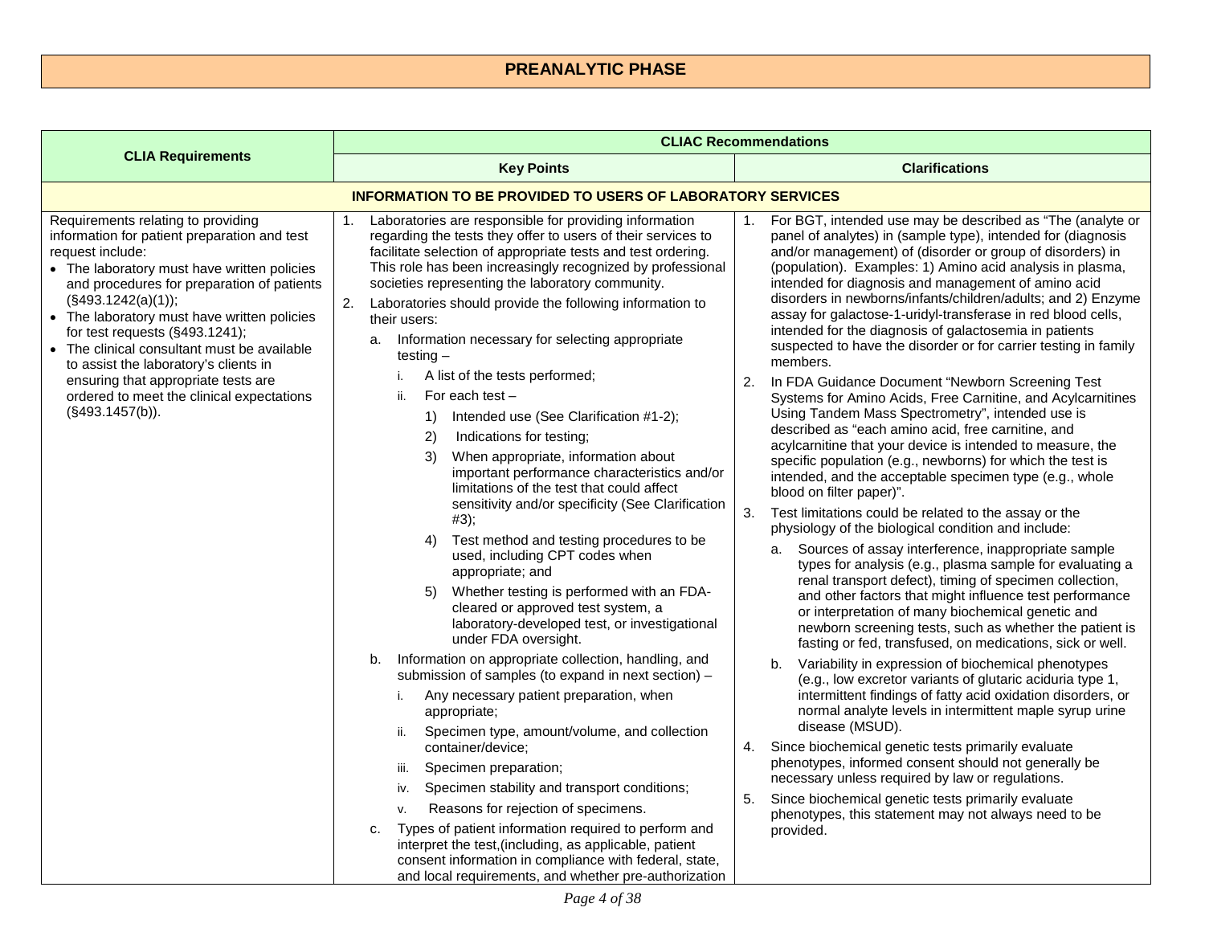# PREANALYTIC PHASE

| CLIA Requirements | CLIAC Recommendations | |
|---|---|---|
| | **Key Points** | **Clarifications** |
| **INFORMATION TO BE PROVIDED TO USERS OF LABORATORY SERVICES** | | |
| Requirements relating to providing information for patient preparation and test request include:<br>• The laboratory must have written policies and procedures for preparation of patients (§493.1242(a)(1));<br>• The laboratory must have written policies for test requests (§493.1241);<br>• The clinical consultant must be available to assist the laboratory's clients in ensuring that appropriate tests are ordered to meet the clinical expectations (§493.1457(b)). | 1. Laboratories are responsible for providing information regarding the tests they offer to users of their services to facilitate selection of appropriate tests and test ordering. This role has been increasingly recognized by professional societies representing the laboratory community.<br>2. Laboratories should provide the following information to their users:<br>&nbsp;&nbsp;a. Information necessary for selecting appropriate testing –<br>&nbsp;&nbsp;&nbsp;&nbsp;i. A list of the tests performed;<br>&nbsp;&nbsp;&nbsp;&nbsp;ii. For each test –<br>&nbsp;&nbsp;&nbsp;&nbsp;&nbsp;&nbsp;1) Intended use (See Clarification #1-2);<br>&nbsp;&nbsp;&nbsp;&nbsp;&nbsp;&nbsp;2) Indications for testing;<br>&nbsp;&nbsp;&nbsp;&nbsp;&nbsp;&nbsp;3) When appropriate, information about important performance characteristics and/or limitations of the test that could affect sensitivity and/or specificity (See Clarification #3);<br>&nbsp;&nbsp;&nbsp;&nbsp;&nbsp;&nbsp;4) Test method and testing procedures to be used, including CPT codes when appropriate; and<br>&nbsp;&nbsp;&nbsp;&nbsp;&nbsp;&nbsp;5) Whether testing is performed with an FDA-cleared or approved test system, a laboratory-developed test, or investigational under FDA oversight.<br>&nbsp;&nbsp;b. Information on appropriate collection, handling, and submission of samples (to expand in next section) –<br>&nbsp;&nbsp;&nbsp;&nbsp;i. Any necessary patient preparation, when appropriate;<br>&nbsp;&nbsp;&nbsp;&nbsp;ii. Specimen type, amount/volume, and collection container/device;<br>&nbsp;&nbsp;&nbsp;&nbsp;iii. Specimen preparation;<br>&nbsp;&nbsp;&nbsp;&nbsp;iv. Specimen stability and transport conditions;<br>&nbsp;&nbsp;&nbsp;&nbsp;v. Reasons for rejection of specimens.<br>&nbsp;&nbsp;c. Types of patient information required to perform and interpret the test,(including, as applicable, patient consent information in compliance with federal, state, and local requirements, and whether pre-authorization | 1. For BGT, intended use may be described as "The (analyte or panel of analytes) in (sample type), intended for (diagnosis and/or management) of (disorder or group of disorders) in (population). Examples: 1) Amino acid analysis in plasma, intended for diagnosis and management of amino acid disorders in newborns/infants/children/adults; and 2) Enzyme assay for galactose-1-uridyl-transferase in red blood cells, intended for the diagnosis of galactosemia in patients suspected to have the disorder or for carrier testing in family members.<br>2. In FDA Guidance Document "Newborn Screening Test Systems for Amino Acids, Free Carnitine, and Acylcarnitines Using Tandem Mass Spectrometry", intended use is described as "each amino acid, free carnitine, and acylcarnitine that your device is intended to measure, the specific population (e.g., newborns) for which the test is intended, and the acceptable specimen type (e.g., whole blood on filter paper)".<br>3. Test limitations could be related to the assay or the physiology of the biological condition and include:<br>&nbsp;&nbsp;a. Sources of assay interference, inappropriate sample types for analysis (e.g., plasma sample for evaluating a renal transport defect), timing of specimen collection, and other factors that might influence test performance or interpretation of many biochemical genetic and newborn screening tests, such as whether the patient is fasting or fed, transfused, on medications, sick or well.<br>&nbsp;&nbsp;b. Variability in expression of biochemical phenotypes (e.g., low excretor variants of glutaric aciduria type 1, intermittent findings of fatty acid oxidation disorders, or normal analyte levels in intermittent maple syrup urine disease (MSUD).<br>4. Since biochemical genetic tests primarily evaluate phenotypes, informed consent should not generally be necessary unless required by law or regulations.<br>5. Since biochemical genetic tests primarily evaluate phenotypes, this statement may not always need to be provided. |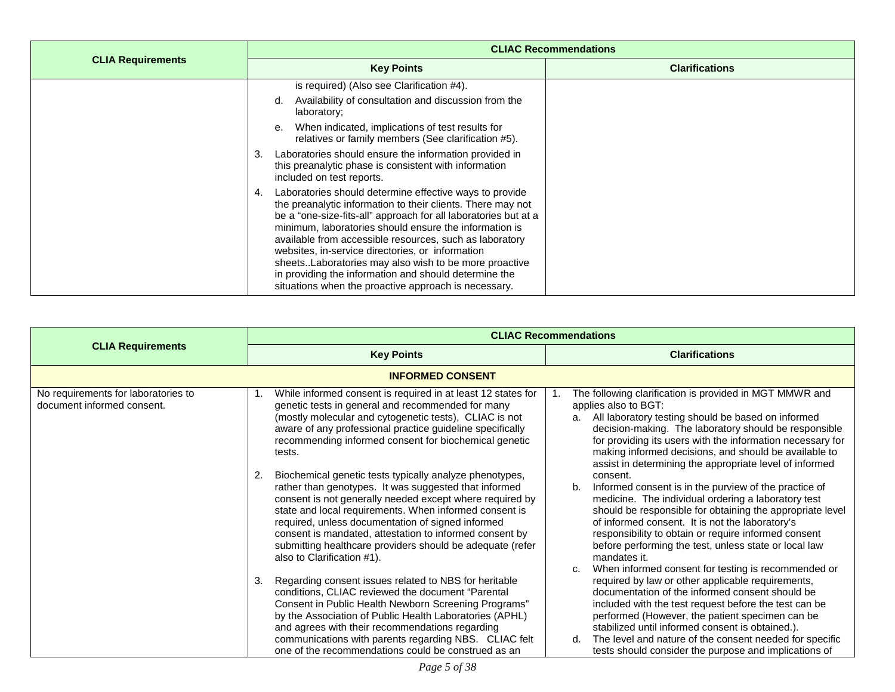| CLIA Requirements | CLIAC Recommendations | |
|---|---|---|
| | Key Points | Clarifications |
| | is required) (Also see Clarification #4).<br><br>d. Availability of consultation and discussion from the laboratory;<br><br>e. When indicated, implications of test results for relatives or family members (See clarification #5).<br><br>3. Laboratories should ensure the information provided in this preanalytic phase is consistent with information included on test reports.<br><br>4. Laboratories should determine effective ways to provide the preanalytic information to their clients. There may not be a "one-size-fits-all" approach for all laboratories but at a minimum, laboratories should ensure the information is available from accessible resources, such as laboratory websites, in-service directories, or information sheets..Laboratories may also wish to be more proactive in providing the information and should determine the situations when the proactive approach is necessary. | |

| CLIA Requirements | CLIAC Recommendations | |
|---|---|---|
| | Key Points | Clarifications |
| **INFORMED CONSENT** | | |
| No requirements for laboratories to document informed consent. | 1. While informed consent is required in at least 12 states for genetic tests in general and recommended for many (mostly molecular and cytogenetic tests), CLIAC is not aware of any professional practice guideline specifically recommending informed consent for biochemical genetic tests.<br><br>2. Biochemical genetic tests typically analyze phenotypes, rather than genotypes. It was suggested that informed consent is not generally needed except where required by state and local requirements. When informed consent is required, unless documentation of signed informed consent is mandated, attestation to informed consent by submitting healthcare providers should be adequate (refer also to Clarification #1).<br><br>3. Regarding consent issues related to NBS for heritable conditions, CLIAC reviewed the document "Parental Consent in Public Health Newborn Screening Programs" by the Association of Public Health Laboratories (APHL) and agrees with their recommendations regarding communications with parents regarding NBS. CLIAC felt one of the recommendations could be construed as an | 1. The following clarification is provided in MGT MMWR and applies also to BGT:<br>a. All laboratory testing should be based on informed decision-making. The laboratory should be responsible for providing its users with the information necessary for making informed decisions, and should be available to assist in determining the appropriate level of informed consent.<br>b. Informed consent is in the purview of the practice of medicine. The individual ordering a laboratory test should be responsible for obtaining the appropriate level of informed consent. It is not the laboratory's responsibility to obtain or require informed consent before performing the test, unless state or local law mandates it.<br>c. When informed consent for testing is recommended or required by law or other applicable requirements, documentation of the informed consent should be included with the test request before the test can be performed (However, the patient specimen can be stabilized until informed consent is obtained.).<br>d. The level and nature of the consent needed for specific tests should consider the purpose and implications of |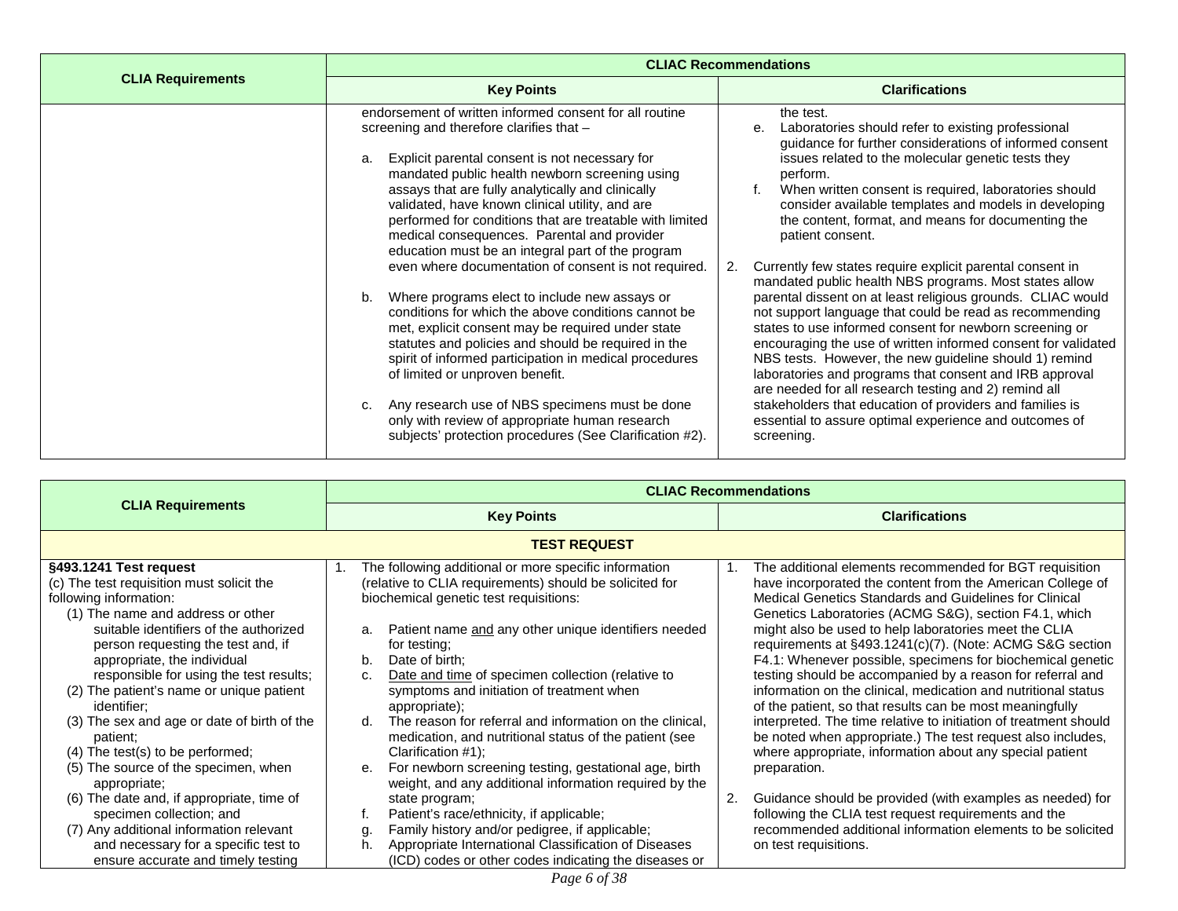| CLIA Requirements | CLIAC Recommendations | |
|---|---|---|
| | **Key Points** | **Clarifications** |
| | endorsement of written informed consent for all routine screening and therefore clarifies that –<br><br>a. Explicit parental consent is not necessary for mandated public health newborn screening using assays that are fully analytically and clinically validated, have known clinical utility, and are performed for conditions that are treatable with limited medical consequences. Parental and provider education must be an integral part of the program even where documentation of consent is not required.<br><br>b. Where programs elect to include new assays or conditions for which the above conditions cannot be met, explicit consent may be required under state statutes and policies and should be required in the spirit of informed participation in medical procedures of limited or unproven benefit.<br><br>c. Any research use of NBS specimens must be done only with review of appropriate human research subjects' protection procedures (See Clarification #2). | the test.<br>e. Laboratories should refer to existing professional guidance for further considerations of informed consent issues related to the molecular genetic tests they perform.<br>f. When written consent is required, laboratories should consider available templates and models in developing the content, format, and means for documenting the patient consent.<br><br>2. Currently few states require explicit parental consent in mandated public health NBS programs. Most states allow parental dissent on at least religious grounds. CLIAC would not support language that could be read as recommending states to use informed consent for newborn screening or encouraging the use of written informed consent for validated NBS tests. However, the new guideline should 1) remind laboratories and programs that consent and IRB approval are needed for all research testing and 2) remind all stakeholders that education of providers and families is essential to assure optimal experience and outcomes of screening. |

| CLIA Requirements | CLIAC Recommendations | |
|---|---|---|
| | **Key Points** | **Clarifications** |
| **TEST REQUEST** | | |
| **§493.1241 Test request**<br>(c) The test requisition must solicit the following information:<br>(1) The name and address or other suitable identifiers of the authorized person requesting the test and, if appropriate, the individual responsible for using the test results;<br>(2) The patient's name or unique patient identifier;<br>(3) The sex and age or date of birth of the patient;<br>(4) The test(s) to be performed;<br>(5) The source of the specimen, when appropriate;<br>(6) The date and, if appropriate, time of specimen collection; and<br>(7) Any additional information relevant and necessary for a specific test to ensure accurate and timely testing | 1. The following additional or more specific information (relative to CLIA requirements) should be solicited for biochemical genetic test requisitions:<br><br>a. Patient name <u>and</u> any other unique identifiers needed for testing;<br>b. Date of birth;<br>c. <u>Date and time</u> of specimen collection (relative to symptoms and initiation of treatment when appropriate);<br>d. The reason for referral and information on the clinical, medication, and nutritional status of the patient (see Clarification #1);<br>e. For newborn screening testing, gestational age, birth weight, and any additional information required by the state program;<br>f. Patient's race/ethnicity, if applicable;<br>g. Family history and/or pedigree, if applicable;<br>h. Appropriate International Classification of Diseases (ICD) codes or other codes indicating the diseases or | 1. The additional elements recommended for BGT requisition have incorporated the content from the American College of Medical Genetics Standards and Guidelines for Clinical Genetics Laboratories (ACMG S&G), section F4.1, which might also be used to help laboratories meet the CLIA requirements at §493.1241(c)(7). (Note: ACMG S&G section F4.1: Whenever possible, specimens for biochemical genetic testing should be accompanied by a reason for referral and information on the clinical, medication and nutritional status of the patient, so that results can be most meaningfully interpreted. The time relative to initiation of treatment should be noted when appropriate.) The test request also includes, where appropriate, information about any special patient preparation.<br><br>2. Guidance should be provided (with examples as needed) for following the CLIA test request requirements and the recommended additional information elements to be solicited on test requisitions. |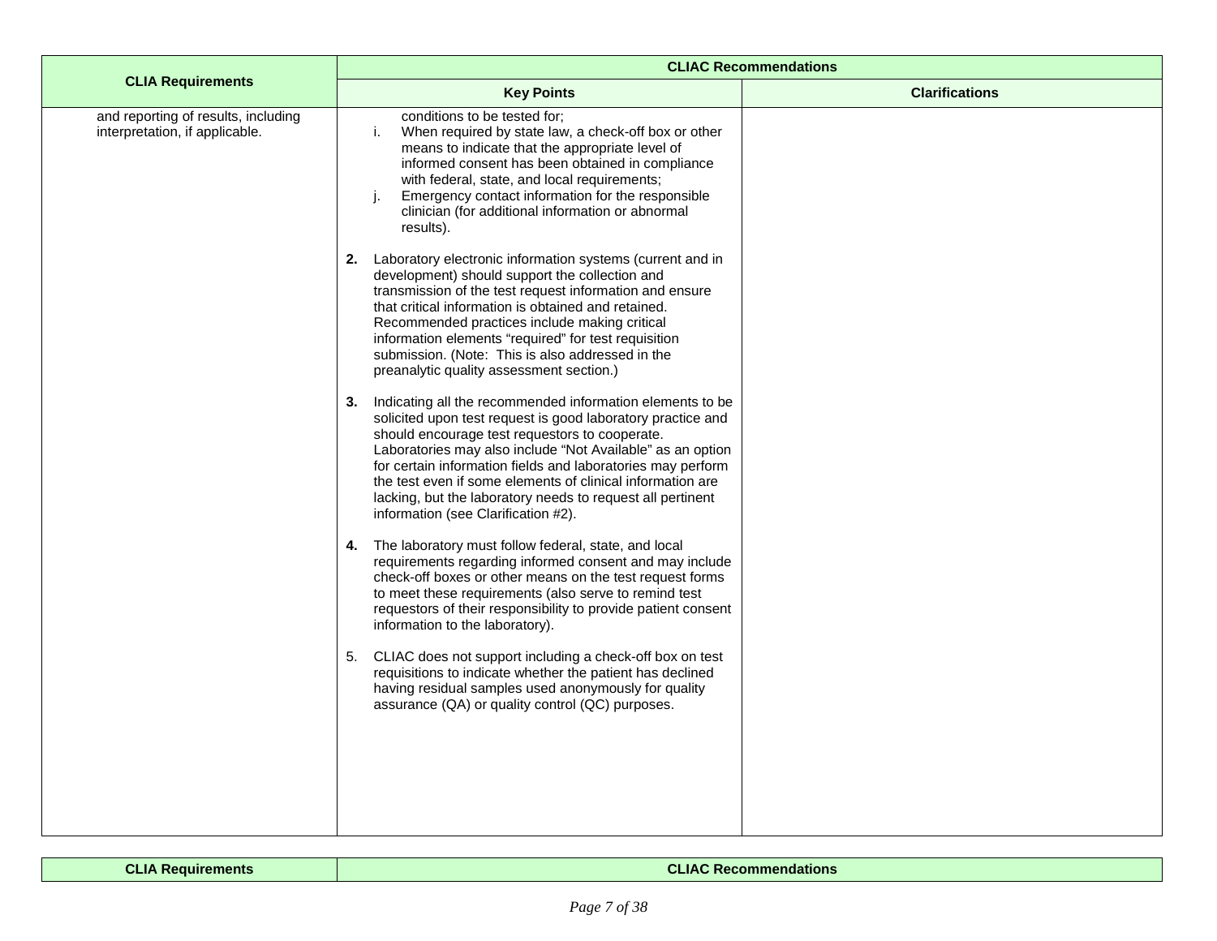| CLIA Requirements | CLIAC Recommendations | |
|---|---|---|
| | **Key Points** | **Clarifications** |
| and reporting of results, including interpretation, if applicable. | conditions to be tested for;<br>i. When required by state law, a check-off box or other means to indicate that the appropriate level of informed consent has been obtained in compliance with federal, state, and local requirements;<br>j. Emergency contact information for the responsible clinician (for additional information or abnormal results).<br><br>**2.** Laboratory electronic information systems (current and in development) should support the collection and transmission of the test request information and ensure that critical information is obtained and retained. Recommended practices include making critical information elements "required" for test requisition submission. (Note: This is also addressed in the preanalytic quality assessment section.)<br><br>**3.** Indicating all the recommended information elements to be solicited upon test request is good laboratory practice and should encourage test requestors to cooperate. Laboratories may also include "Not Available" as an option for certain information fields and laboratories may perform the test even if some elements of clinical information are lacking, but the laboratory needs to request all pertinent information (see Clarification #2).<br><br>**4.** The laboratory must follow federal, state, and local requirements regarding informed consent and may include check-off boxes or other means on the test request forms to meet these requirements (also serve to remind test requestors of their responsibility to provide patient consent information to the laboratory).<br><br>5. CLIAC does not support including a check-off box on test requisitions to indicate whether the patient has declined having residual samples used anonymously for quality assurance (QA) or quality control (QC) purposes. | |

| CLIA Requirements | CLIAC Recommendations |
|---|---|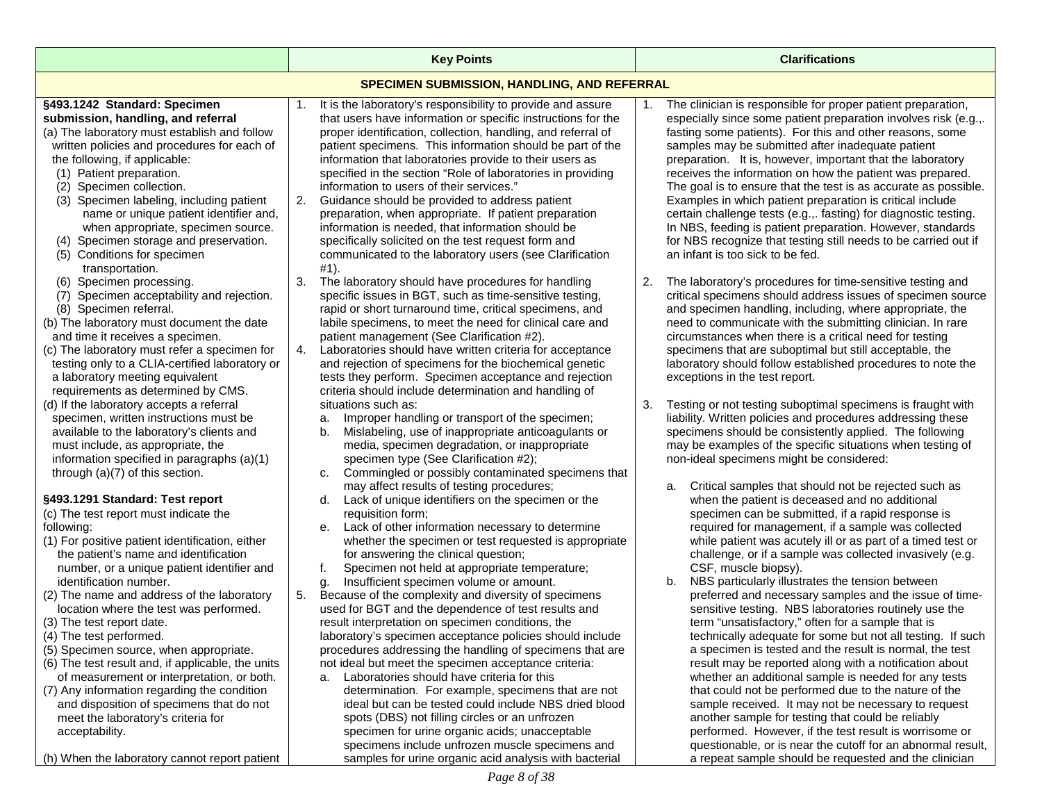| | Key Points | Clarifications |
|---|---|---|
| **SPECIMEN SUBMISSION, HANDLING, AND REFERRAL** | | |
| **§493.1242 Standard: Specimen submission, handling, and referral**<br>(a) The laboratory must establish and follow written policies and procedures for each of the following, if applicable:<br>(1) Patient preparation.<br>(2) Specimen collection.<br>(3) Specimen labeling, including patient name or unique patient identifier and, when appropriate, specimen source.<br>(4) Specimen storage and preservation.<br>(5) Conditions for specimen transportation.<br>(6) Specimen processing.<br>(7) Specimen acceptability and rejection.<br>(8) Specimen referral.<br>(b) The laboratory must document the date and time it receives a specimen.<br>(c) The laboratory must refer a specimen for testing only to a CLIA-certified laboratory or a laboratory meeting equivalent requirements as determined by CMS.<br>(d) If the laboratory accepts a referral specimen, written instructions must be available to the laboratory's clients and must include, as appropriate, the information specified in paragraphs (a)(1) through (a)(7) of this section.<br><br>**§493.1291 Standard: Test report**<br>(c) The test report must indicate the following:<br>(1) For positive patient identification, either the patient's name and identification number, or a unique patient identifier and identification number.<br>(2) The name and address of the laboratory location where the test was performed.<br>(3) The test report date.<br>(4) The test performed.<br>(5) Specimen source, when appropriate.<br>(6) The test result and, if applicable, the units of measurement or interpretation, or both.<br>(7) Any information regarding the condition and disposition of specimens that do not meet the laboratory's criteria for acceptability.<br><br>(h) When the laboratory cannot report patient | 1. It is the laboratory's responsibility to provide and assure that users have information or specific instructions for the proper identification, collection, handling, and referral of patient specimens. This information should be part of the information that laboratories provide to their users as specified in the section "Role of laboratories in providing information to users of their services."<br>2. Guidance should be provided to address patient preparation, when appropriate. If patient preparation information is needed, that information should be specifically solicited on the test request form and communicated to the laboratory users (see Clarification #1).<br>3. The laboratory should have procedures for handling specific issues in BGT, such as time-sensitive testing, rapid or short turnaround time, critical specimens, and labile specimens, to meet the need for clinical care and patient management (See Clarification #2).<br>4. Laboratories should have written criteria for acceptance and rejection of specimens for the biochemical genetic tests they perform. Specimen acceptance and rejection criteria should include determination and handling of situations such as:<br>a. Improper handling or transport of the specimen;<br>b. Mislabeling, use of inappropriate anticoagulants or media, specimen degradation, or inappropriate specimen type (See Clarification #2);<br>c. Commingled or possibly contaminated specimens that may affect results of testing procedures;<br>d. Lack of unique identifiers on the specimen or the requisition form;<br>e. Lack of other information necessary to determine whether the specimen or test requested is appropriate for answering the clinical question;<br>f. Specimen not held at appropriate temperature;<br>g. Insufficient specimen volume or amount.<br>5. Because of the complexity and diversity of specimens used for BGT and the dependence of test results and result interpretation on specimen conditions, the laboratory's specimen acceptance policies should include procedures addressing the handling of specimens that are not ideal but meet the specimen acceptance criteria:<br>a. Laboratories should have criteria for this determination. For example, specimens that are not ideal but can be tested could include NBS dried blood spots (DBS) not filling circles or an unfrozen specimen for urine organic acids; unacceptable specimens include unfrozen muscle specimens and samples for urine organic acid analysis with bacterial | 1. The clinician is responsible for proper patient preparation, especially since some patient preparation involves risk (e.g.,. fasting some patients). For this and other reasons, some samples may be submitted after inadequate patient preparation. It is, however, important that the laboratory receives the information on how the patient was prepared. The goal is to ensure that the test is as accurate as possible. Examples in which patient preparation is critical include certain challenge tests (e.g.,. fasting) for diagnostic testing. In NBS, feeding is patient preparation. However, standards for NBS recognize that testing still needs to be carried out if an infant is too sick to be fed.<br><br>2. The laboratory's procedures for time-sensitive testing and critical specimens should address issues of specimen source and specimen handling, including, where appropriate, the need to communicate with the submitting clinician. In rare circumstances when there is a critical need for testing specimens that are suboptimal but still acceptable, the laboratory should follow established procedures to note the exceptions in the test report.<br><br>3. Testing or not testing suboptimal specimens is fraught with liability. Written policies and procedures addressing these specimens should be consistently applied. The following may be examples of the specific situations when testing of non-ideal specimens might be considered:<br><br>a. Critical samples that should not be rejected such as when the patient is deceased and no additional specimen can be submitted, if a rapid response is required for management, if a sample was collected while patient was acutely ill or as part of a timed test or challenge, or if a sample was collected invasively (e.g. CSF, muscle biopsy).<br>b. NBS particularly illustrates the tension between preferred and necessary samples and the issue of time-sensitive testing. NBS laboratories routinely use the term "unsatisfactory," often for a sample that is technically adequate for some but not all testing. If such a specimen is tested and the result is normal, the test result may be reported along with a notification about whether an additional sample is needed for any tests that could not be performed due to the nature of the sample received. It may not be necessary to request another sample for testing that could be reliably performed. However, if the test result is worrisome or questionable, or is near the cutoff for an abnormal result, a repeat sample should be requested and the clinician |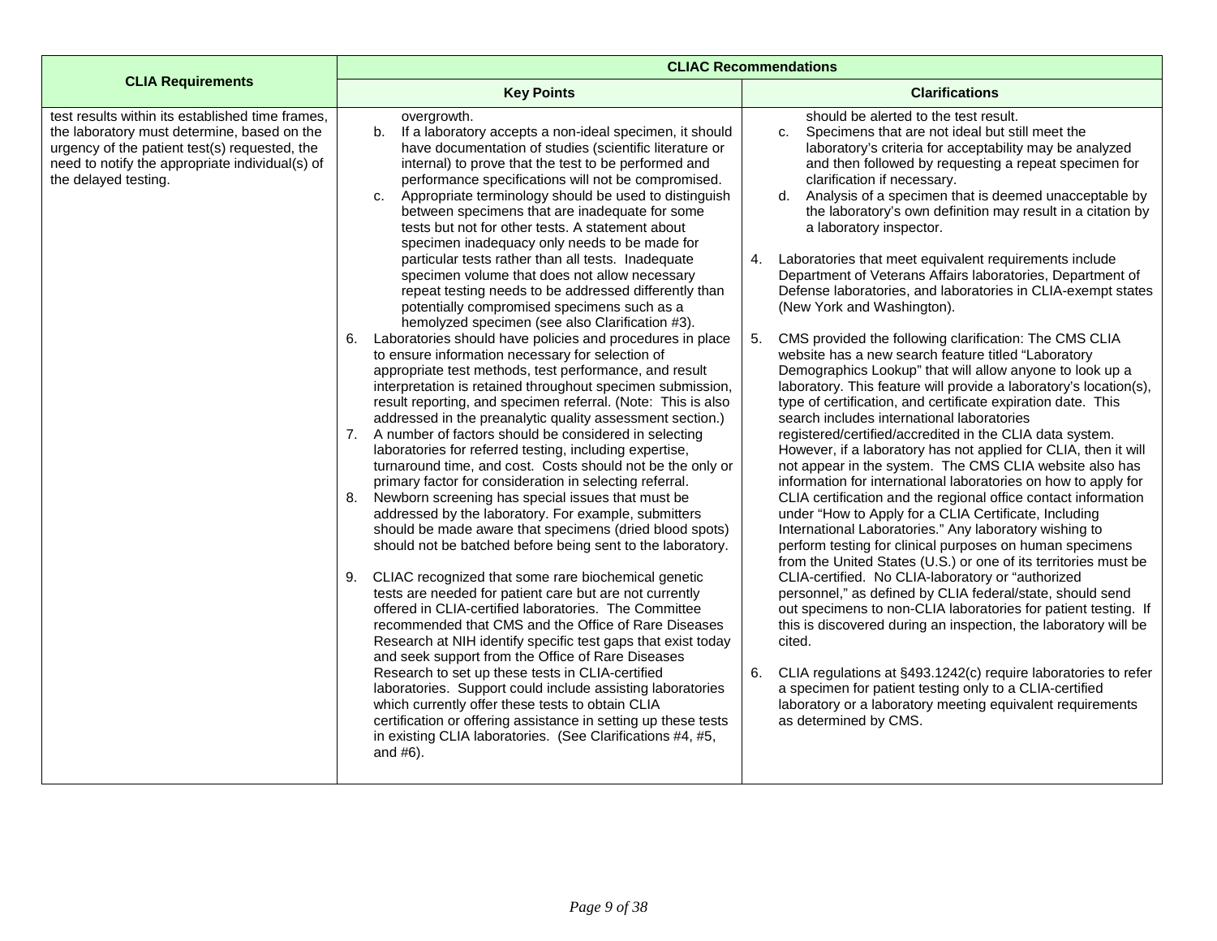| CLIA Requirements | CLIAC Recommendations | |
|---|---|---|
| | **Key Points** | **Clarifications** |
| test results within its established time frames, the laboratory must determine, based on the urgency of the patient test(s) requested, the need to notify the appropriate individual(s) of the delayed testing. | overgrowth.<br>b. If a laboratory accepts a non-ideal specimen, it should have documentation of studies (scientific literature or internal) to prove that the test to be performed and performance specifications will not be compromised.<br>c. Appropriate terminology should be used to distinguish between specimens that are inadequate for some tests but not for other tests. A statement about specimen inadequacy only needs to be made for particular tests rather than all tests. Inadequate specimen volume that does not allow necessary repeat testing needs to be addressed differently than potentially compromised specimens such as a hemolyzed specimen (see also Clarification #3).<br>6. Laboratories should have policies and procedures in place to ensure information necessary for selection of appropriate test methods, test performance, and result interpretation is retained throughout specimen submission, result reporting, and specimen referral. (Note: This is also addressed in the preanalytic quality assessment section.)<br>7. A number of factors should be considered in selecting laboratories for referred testing, including expertise, turnaround time, and cost. Costs should not be the only or primary factor for consideration in selecting referral.<br>8. Newborn screening has special issues that must be addressed by the laboratory. For example, submitters should be made aware that specimens (dried blood spots) should not be batched before being sent to the laboratory.<br>9. CLIAC recognized that some rare biochemical genetic tests are needed for patient care but are not currently offered in CLIA-certified laboratories. The Committee recommended that CMS and the Office of Rare Diseases Research at NIH identify specific test gaps that exist today and seek support from the Office of Rare Diseases Research to set up these tests in CLIA-certified laboratories. Support could include assisting laboratories which currently offer these tests to obtain CLIA certification or offering assistance in setting up these tests in existing CLIA laboratories. (See Clarifications #4, #5, and #6). | should be alerted to the test result.<br>c. Specimens that are not ideal but still meet the laboratory's criteria for acceptability may be analyzed and then followed by requesting a repeat specimen for clarification if necessary.<br>d. Analysis of a specimen that is deemed unacceptable by the laboratory's own definition may result in a citation by a laboratory inspector.<br>4. Laboratories that meet equivalent requirements include Department of Veterans Affairs laboratories, Department of Defense laboratories, and laboratories in CLIA-exempt states (New York and Washington).<br>5. CMS provided the following clarification: The CMS CLIA website has a new search feature titled "Laboratory Demographics Lookup" that will allow anyone to look up a laboratory. This feature will provide a laboratory's location(s), type of certification, and certificate expiration date. This search includes international laboratories registered/certified/accredited in the CLIA data system. However, if a laboratory has not applied for CLIA, then it will not appear in the system. The CMS CLIA website also has information for international laboratories on how to apply for CLIA certification and the regional office contact information under "How to Apply for a CLIA Certificate, Including International Laboratories." Any laboratory wishing to perform testing for clinical purposes on human specimens from the United States (U.S.) or one of its territories must be CLIA-certified. No CLIA-laboratory or "authorized personnel," as defined by CLIA federal/state, should send out specimens to non-CLIA laboratories for patient testing. If this is discovered during an inspection, the laboratory will be cited.<br>6. CLIA regulations at §493.1242(c) require laboratories to refer a specimen for patient testing only to a CLIA-certified laboratory or a laboratory meeting equivalent requirements as determined by CMS. |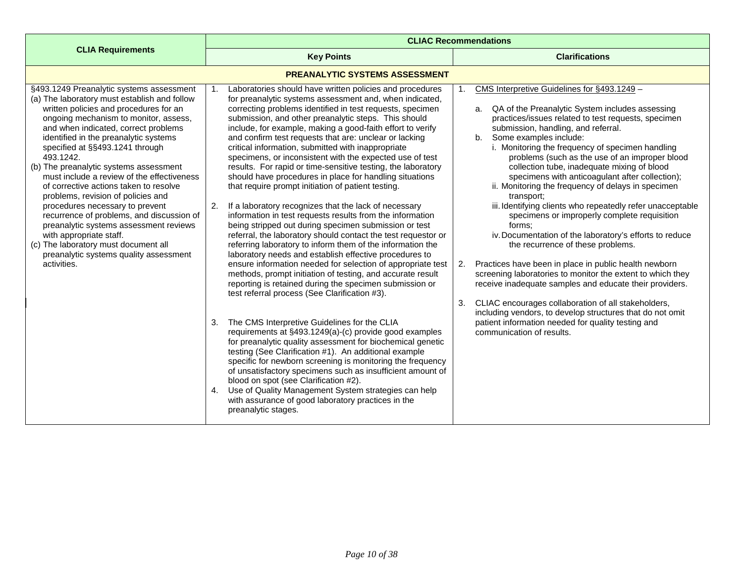| CLIA Requirements | CLIAC Recommendations | |
|---|---|---|
| | **Key Points** | **Clarifications** |
| **PREANALYTIC SYSTEMS ASSESSMENT** | | |
| §493.1249 Preanalytic systems assessment<br>(a) The laboratory must establish and follow written policies and procedures for an ongoing mechanism to monitor, assess, and when indicated, correct problems identified in the preanalytic systems specified at §§493.1241 through 493.1242.<br>(b) The preanalytic systems assessment must include a review of the effectiveness of corrective actions taken to resolve problems, revision of policies and procedures necessary to prevent recurrence of problems, and discussion of preanalytic systems assessment reviews with appropriate staff.<br>(c) The laboratory must document all preanalytic systems quality assessment activities. | 1. Laboratories should have written policies and procedures for preanalytic systems assessment and, when indicated, correcting problems identified in test requests, specimen submission, and other preanalytic steps. This should include, for example, making a good-faith effort to verify and confirm test requests that are: unclear or lacking critical information, submitted with inappropriate specimens, or inconsistent with the expected use of test results. For rapid or time-sensitive testing, the laboratory should have procedures in place for handling situations that require prompt initiation of patient testing.<br><br>2. If a laboratory recognizes that the lack of necessary information in test requests results from the information being stripped out during specimen submission or test referral, the laboratory should contact the test requestor or referring laboratory to inform them of the information the laboratory needs and establish effective procedures to ensure information needed for selection of appropriate test methods, prompt initiation of testing, and accurate result reporting is retained during the specimen submission or test referral process (See Clarification #3).<br><br>3. The CMS Interpretive Guidelines for the CLIA requirements at §493.1249(a)-(c) provide good examples for preanalytic quality assessment for biochemical genetic testing (See Clarification #1). An additional example specific for newborn screening is monitoring the frequency of unsatisfactory specimens such as insufficient amount of blood on spot (see Clarification #2).<br>4. Use of Quality Management System strategies can help with assurance of good laboratory practices in the preanalytic stages. | 1. CMS Interpretive Guidelines for §493.1249 –<br><br>a. QA of the Preanalytic System includes assessing practices/issues related to test requests, specimen submission, handling, and referral.<br>b. Some examples include:<br>i. Monitoring the frequency of specimen handling problems (such as the use of an improper blood collection tube, inadequate mixing of blood specimens with anticoagulant after collection);<br>ii. Monitoring the frequency of delays in specimen transport;<br>iii. Identifying clients who repeatedly refer unacceptable specimens or improperly complete requisition forms;<br>iv. Documentation of the laboratory's efforts to reduce the recurrence of these problems.<br><br>2. Practices have been in place in public health newborn screening laboratories to monitor the extent to which they receive inadequate samples and educate their providers.<br><br>3. CLIAC encourages collaboration of all stakeholders, including vendors, to develop structures that do not omit patient information needed for quality testing and communication of results. |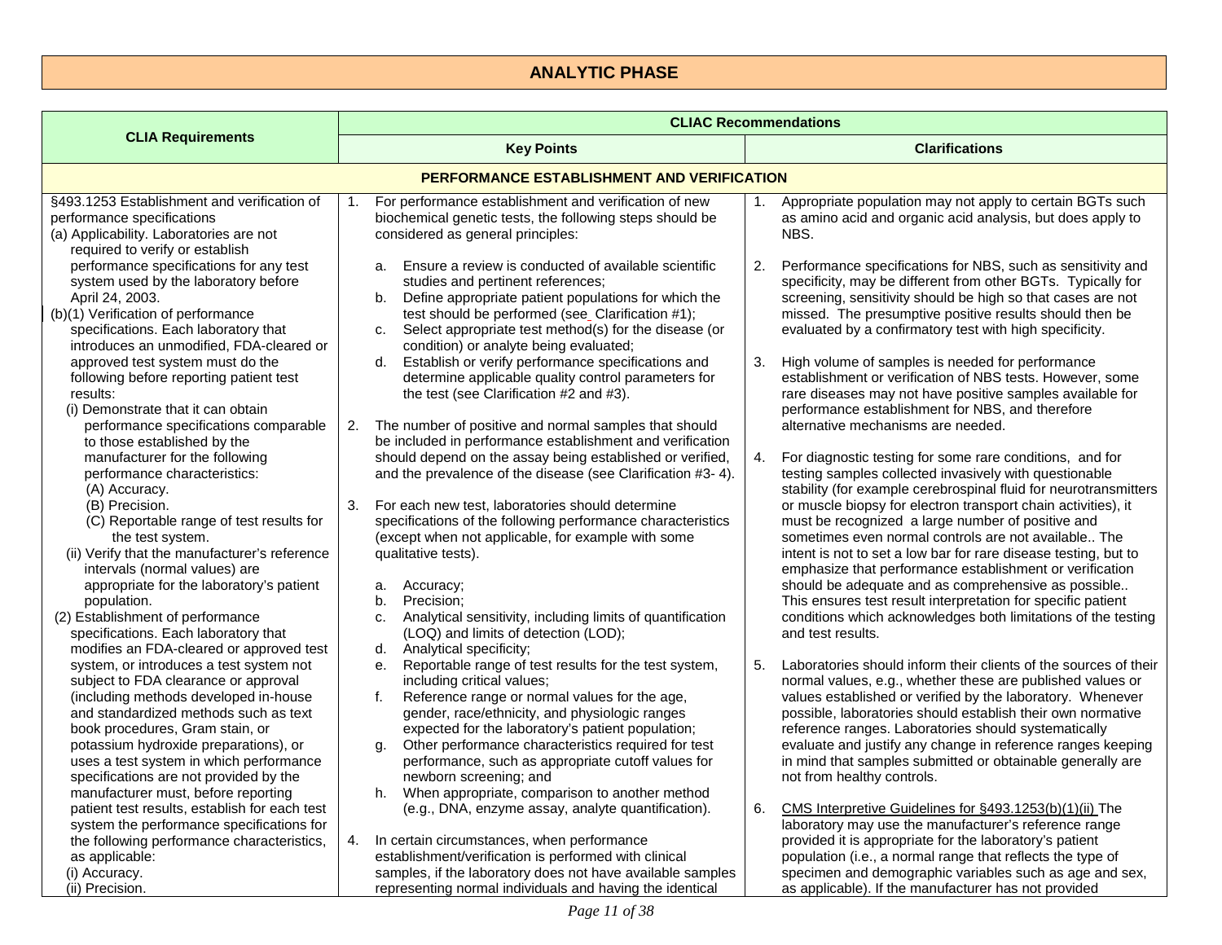# ANALYTIC PHASE

| CLIA Requirements | CLIAC Recommendations | |
|---|---|---|
| | **Key Points** | **Clarifications** |
| **PERFORMANCE ESTABLISHMENT AND VERIFICATION** | | |
| §493.1253 Establishment and verification of performance specifications<br>(a) Applicability. Laboratories are not required to verify or establish performance specifications for any test system used by the laboratory before April 24, 2003.<br>(b)(1) Verification of performance specifications. Each laboratory that introduces an unmodified, FDA-cleared or approved test system must do the following before reporting patient test results:<br>(i) Demonstrate that it can obtain performance specifications comparable to those established by the manufacturer for the following performance characteristics:<br>(A) Accuracy.<br>(B) Precision.<br>(C) Reportable range of test results for the test system.<br>(ii) Verify that the manufacturer's reference intervals (normal values) are appropriate for the laboratory's patient population.<br>(2) Establishment of performance specifications. Each laboratory that modifies an FDA-cleared or approved test system, or introduces a test system not subject to FDA clearance or approval (including methods developed in-house and standardized methods such as text book procedures, Gram stain, or potassium hydroxide preparations), or uses a test system in which performance specifications are not provided by the manufacturer must, before reporting patient test results, establish for each test system the performance specifications for the following performance characteristics, as applicable:<br>(i) Accuracy.<br>(ii) Precision. | 1. For performance establishment and verification of new biochemical genetic tests, the following steps should be considered as general principles:<br>a. Ensure a review is conducted of available scientific studies and pertinent references;<br>b. Define appropriate patient populations for which the test should be performed (see Clarification #1);<br>c. Select appropriate test method(s) for the disease (or condition) or analyte being evaluated;<br>d. Establish or verify performance specifications and determine applicable quality control parameters for the test (see Clarification #2 and #3).<br><br>2. The number of positive and normal samples that should be included in performance establishment and verification should depend on the assay being established or verified, and the prevalence of the disease (see Clarification #3- 4).<br><br>3. For each new test, laboratories should determine specifications of the following performance characteristics (except when not applicable, for example with some qualitative tests).<br>a. Accuracy;<br>b. Precision;<br>c. Analytical sensitivity, including limits of quantification (LOQ) and limits of detection (LOD);<br>d. Analytical specificity;<br>e. Reportable range of test results for the test system, including critical values;<br>f. Reference range or normal values for the age, gender, race/ethnicity, and physiologic ranges expected for the laboratory's patient population;<br>g. Other performance characteristics required for test performance, such as appropriate cutoff values for newborn screening; and<br>h. When appropriate, comparison to another method (e.g., DNA, enzyme assay, analyte quantification).<br><br>4. In certain circumstances, when performance establishment/verification is performed with clinical samples, if the laboratory does not have available samples representing normal individuals and having the identical | 1. Appropriate population may not apply to certain BGTs such as amino acid and organic acid analysis, but does apply to NBS.<br><br>2. Performance specifications for NBS, such as sensitivity and specificity, may be different from other BGTs. Typically for screening, sensitivity should be high so that cases are not missed. The presumptive positive results should then be evaluated by a confirmatory test with high specificity.<br><br>3. High volume of samples is needed for performance establishment or verification of NBS tests. However, some rare diseases may not have positive samples available for performance establishment for NBS, and therefore alternative mechanisms are needed.<br><br>4. For diagnostic testing for some rare conditions, and for testing samples collected invasively with questionable stability (for example cerebrospinal fluid for neurotransmitters or muscle biopsy for electron transport chain activities), it must be recognized a large number of positive and sometimes even normal controls are not available.. The intent is not to set a low bar for rare disease testing, but to emphasize that performance establishment or verification should be adequate and as comprehensive as possible.. This ensures test result interpretation for specific patient conditions which acknowledges both limitations of the testing and test results.<br><br>5. Laboratories should inform their clients of the sources of their normal values, e.g., whether these are published values or values established or verified by the laboratory. Whenever possible, laboratories should establish their own normative reference ranges. Laboratories should systematically evaluate and justify any change in reference ranges keeping in mind that samples submitted or obtainable generally are not from healthy controls.<br><br>6. CMS Interpretive Guidelines for §493.1253(b)(1)(ii) The laboratory may use the manufacturer's reference range provided it is appropriate for the laboratory's patient population (i.e., a normal range that reflects the type of specimen and demographic variables such as age and sex, as applicable). If the manufacturer has not provided |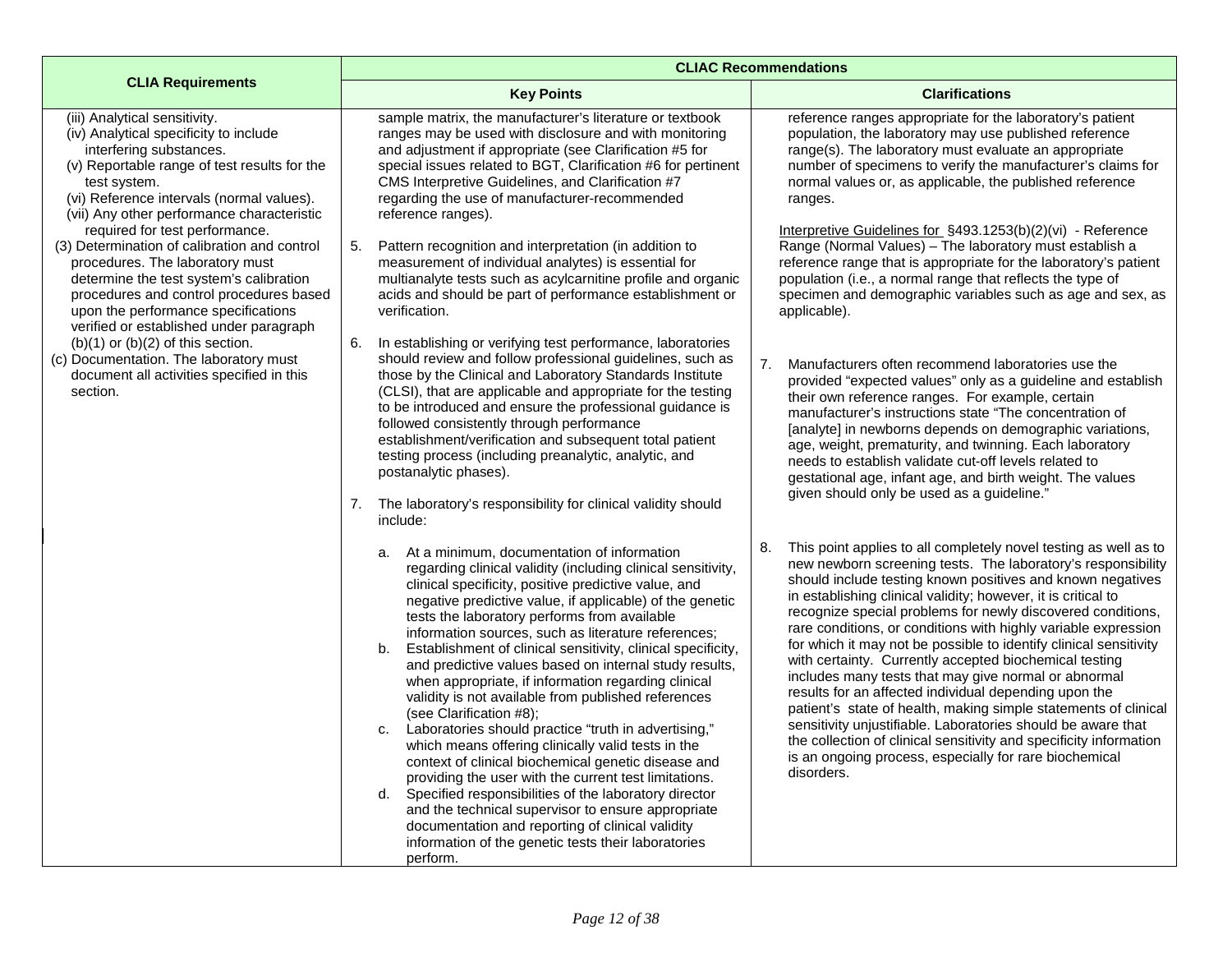| CLIA Requirements | CLIAC Recommendations | |
|---|---|---|
| | Key Points | Clarifications |
| (iii) Analytical sensitivity.<br>(iv) Analytical specificity to include interfering substances.<br>(v) Reportable range of test results for the test system.<br>(vi) Reference intervals (normal values).<br>(vii) Any other performance characteristic required for test performance.<br>(3) Determination of calibration and control procedures. The laboratory must determine the test system's calibration procedures and control procedures based upon the performance specifications verified or established under paragraph (b)(1) or (b)(2) of this section.<br>(c) Documentation. The laboratory must document all activities specified in this section. | sample matrix, the manufacturer's literature or textbook ranges may be used with disclosure and with monitoring and adjustment if appropriate (see Clarification #5 for special issues related to BGT, Clarification #6 for pertinent CMS Interpretive Guidelines, and Clarification #7 regarding the use of manufacturer-recommended reference ranges).<br><br>5. Pattern recognition and interpretation (in addition to measurement of individual analytes) is essential for multianalyte tests such as acylcarnitine profile and organic acids and should be part of performance establishment or verification.<br><br>6. In establishing or verifying test performance, laboratories should review and follow professional guidelines, such as those by the Clinical and Laboratory Standards Institute (CLSI), that are applicable and appropriate for the testing to be introduced and ensure the professional guidance is followed consistently through performance establishment/verification and subsequent total patient testing process (including preanalytic, analytic, and postanalytic phases).<br><br>7. The laboratory's responsibility for clinical validity should include:<br><br>a. At a minimum, documentation of information regarding clinical validity (including clinical sensitivity, clinical specificity, positive predictive value, and negative predictive value, if applicable) of the genetic tests the laboratory performs from available information sources, such as literature references;<br>b. Establishment of clinical sensitivity, clinical specificity, and predictive values based on internal study results, when appropriate, if information regarding clinical validity is not available from published references (see Clarification #8);<br>c. Laboratories should practice "truth in advertising," which means offering clinically valid tests in the context of clinical biochemical genetic disease and providing the user with the current test limitations.<br>d. Specified responsibilities of the laboratory director and the technical supervisor to ensure appropriate documentation and reporting of clinical validity information of the genetic tests their laboratories perform. | reference ranges appropriate for the laboratory's patient population, the laboratory may use published reference range(s). The laboratory must evaluate an appropriate number of specimens to verify the manufacturer's claims for normal values or, as applicable, the published reference ranges.<br><br>Interpretive Guidelines for §493.1253(b)(2)(vi) - Reference Range (Normal Values) – The laboratory must establish a reference range that is appropriate for the laboratory's patient population (i.e., a normal range that reflects the type of specimen and demographic variables such as age and sex, as applicable).<br><br>7. Manufacturers often recommend laboratories use the provided "expected values" only as a guideline and establish their own reference ranges. For example, certain manufacturer's instructions state "The concentration of [analyte] in newborns depends on demographic variations, age, weight, prematurity, and twinning. Each laboratory needs to establish validate cut-off levels related to gestational age, infant age, and birth weight. The values given should only be used as a guideline."<br><br>8. This point applies to all completely novel testing as well as to new newborn screening tests. The laboratory's responsibility should include testing known positives and known negatives in establishing clinical validity; however, it is critical to recognize special problems for newly discovered conditions, rare conditions, or conditions with highly variable expression for which it may not be possible to identify clinical sensitivity with certainty. Currently accepted biochemical testing includes many tests that may give normal or abnormal results for an affected individual depending upon the patient's state of health, making simple statements of clinical sensitivity unjustifiable. Laboratories should be aware that the collection of clinical sensitivity and specificity information is an ongoing process, especially for rare biochemical disorders. |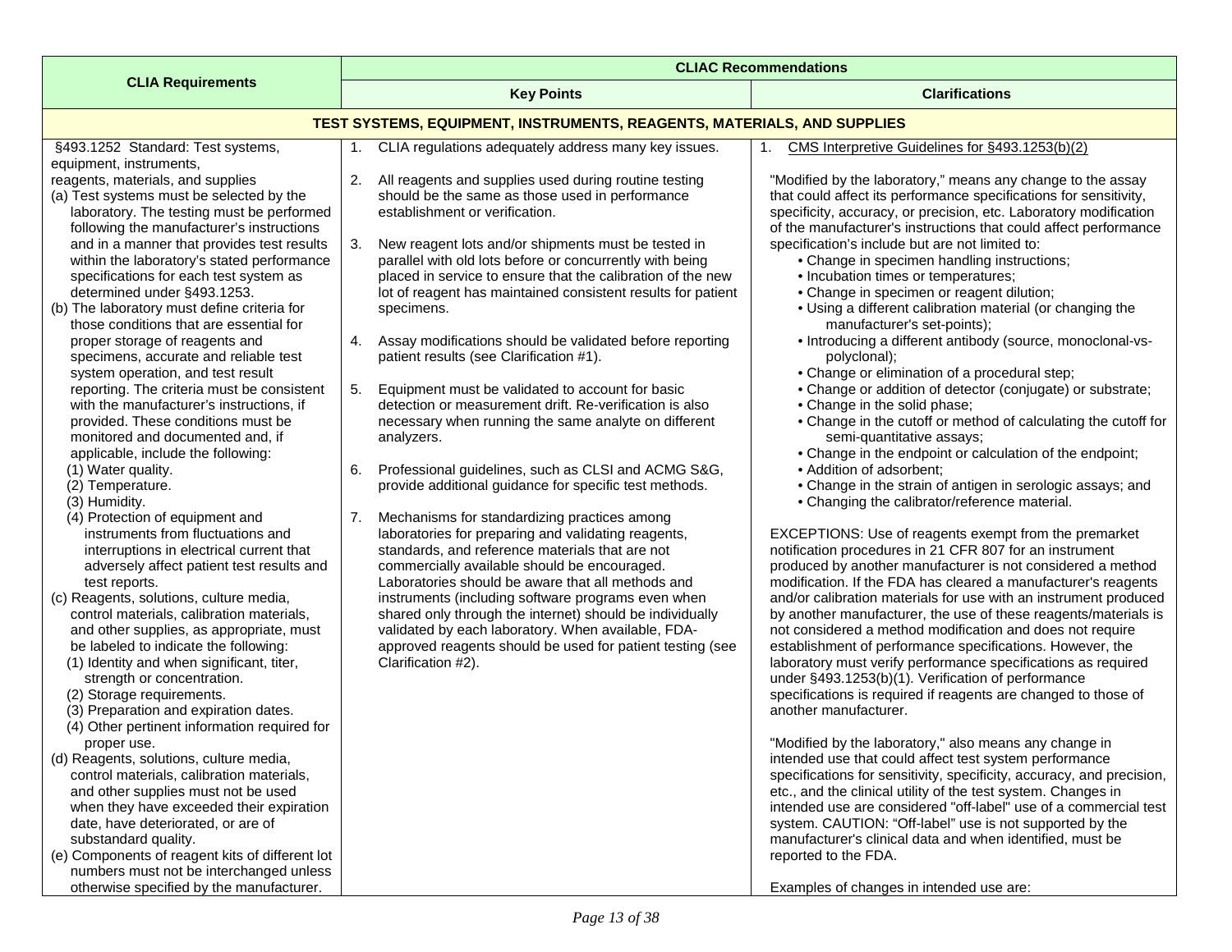| CLIA Requirements | CLIAC Recommendations | |
|---|---|---|
| | **Key Points** | **Clarifications** |
| **TEST SYSTEMS, EQUIPMENT, INSTRUMENTS, REAGENTS, MATERIALS, AND SUPPLIES** | | |
| §493.1252 Standard: Test systems, equipment, instruments, reagents, materials, and supplies<br>(a) Test systems must be selected by the laboratory. The testing must be performed following the manufacturer's instructions and in a manner that provides test results within the laboratory's stated performance specifications for each test system as determined under §493.1253.<br>(b) The laboratory must define criteria for those conditions that are essential for proper storage of reagents and specimens, accurate and reliable test system operation, and test result reporting. The criteria must be consistent with the manufacturer's instructions, if provided. These conditions must be monitored and documented and, if applicable, include the following:<br>(1) Water quality.<br>(2) Temperature.<br>(3) Humidity.<br>(4) Protection of equipment and instruments from fluctuations and interruptions in electrical current that adversely affect patient test results and test reports.<br>(c) Reagents, solutions, culture media, control materials, calibration materials, and other supplies, as appropriate, must be labeled to indicate the following:<br>(1) Identity and when significant, titer, strength or concentration.<br>(2) Storage requirements.<br>(3) Preparation and expiration dates.<br>(4) Other pertinent information required for proper use.<br>(d) Reagents, solutions, culture media, control materials, calibration materials, and other supplies must not be used when they have exceeded their expiration date, have deteriorated, or are of substandard quality.<br>(e) Components of reagent kits of different lot numbers must not be interchanged unless otherwise specified by the manufacturer. | 1. CLIA regulations adequately address many key issues.<br><br>2. All reagents and supplies used during routine testing should be the same as those used in performance establishment or verification.<br><br>3. New reagent lots and/or shipments must be tested in parallel with old lots before or concurrently with being placed in service to ensure that the calibration of the new lot of reagent has maintained consistent results for patient specimens.<br><br>4. Assay modifications should be validated before reporting patient results (see Clarification #1).<br><br>5. Equipment must be validated to account for basic detection or measurement drift. Re-verification is also necessary when running the same analyte on different analyzers.<br><br>6. Professional guidelines, such as CLSI and ACMG S&G, provide additional guidance for specific test methods.<br><br>7. Mechanisms for standardizing practices among laboratories for preparing and validating reagents, standards, and reference materials that are not commercially available should be encouraged. Laboratories should be aware that all methods and instruments (including software programs even when shared only through the internet) should be individually validated by each laboratory. When available, FDA-approved reagents should be used for patient testing (see Clarification #2). | 1. CMS Interpretive Guidelines for §493.1253(b)(2)<br><br>"Modified by the laboratory," means any change to the assay that could affect its performance specifications for sensitivity, specificity, accuracy, or precision, etc. Laboratory modification of the manufacturer's instructions that could affect performance specification's include but are not limited to:<br>• Change in specimen handling instructions;<br>• Incubation times or temperatures;<br>• Change in specimen or reagent dilution;<br>• Using a different calibration material (or changing the manufacturer's set-points);<br>• Introducing a different antibody (source, monoclonal-vs-polyclonal);<br>• Change or elimination of a procedural step;<br>• Change or addition of detector (conjugate) or substrate;<br>• Change in the solid phase;<br>• Change in the cutoff or method of calculating the cutoff for semi-quantitative assays;<br>• Change in the endpoint or calculation of the endpoint;<br>• Addition of adsorbent;<br>• Change in the strain of antigen in serologic assays; and<br>• Changing the calibrator/reference material.<br><br>EXCEPTIONS: Use of reagents exempt from the premarket notification procedures in 21 CFR 807 for an instrument produced by another manufacturer is not considered a method modification. If the FDA has cleared a manufacturer's reagents and/or calibration materials for use with an instrument produced by another manufacturer, the use of these reagents/materials is not considered a method modification and does not require establishment of performance specifications. However, the laboratory must verify performance specifications as required under §493.1253(b)(1). Verification of performance specifications is required if reagents are changed to those of another manufacturer.<br><br>"Modified by the laboratory," also means any change in intended use that could affect test system performance specifications for sensitivity, specificity, accuracy, and precision, etc., and the clinical utility of the test system. Changes in intended use are considered "off-label" use of a commercial test system. CAUTION: "Off-label" use is not supported by the manufacturer's clinical data and when identified, must be reported to the FDA.<br><br>Examples of changes in intended use are: |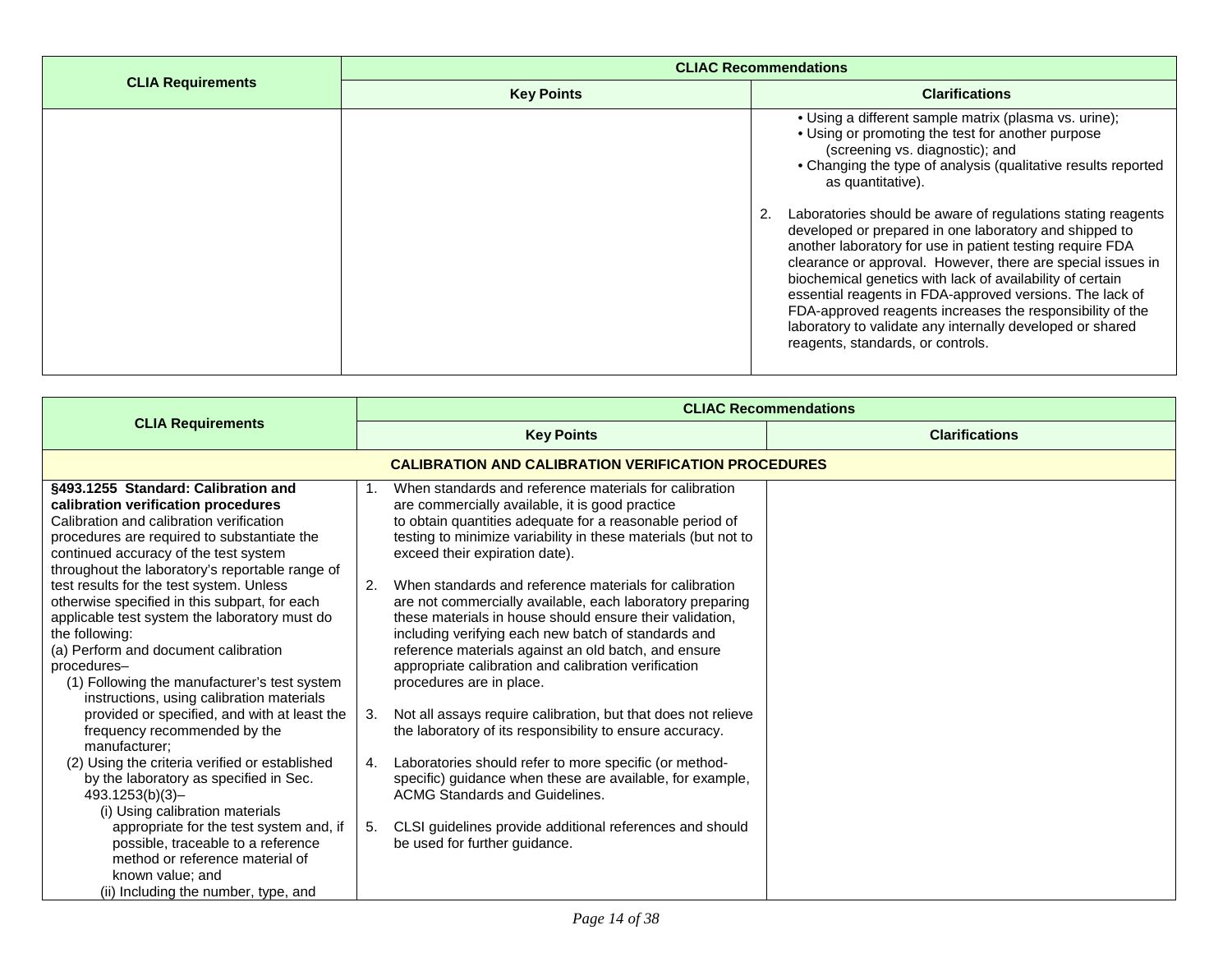| CLIA Requirements | CLIAC Recommendations | |
|---|---|---|
| | Key Points | Clarifications |
| | | • Using a different sample matrix (plasma vs. urine);<br>• Using or promoting the test for another purpose (screening vs. diagnostic); and<br>• Changing the type of analysis (qualitative results reported as quantitative).<br><br>2. Laboratories should be aware of regulations stating reagents developed or prepared in one laboratory and shipped to another laboratory for use in patient testing require FDA clearance or approval. However, there are special issues in biochemical genetics with lack of availability of certain essential reagents in FDA-approved versions. The lack of FDA-approved reagents increases the responsibility of the laboratory to validate any internally developed or shared reagents, standards, or controls. |

| CLIA Requirements | CLIAC Recommendations | |
|---|---|---|
| | Key Points | Clarifications |
| **CALIBRATION AND CALIBRATION VERIFICATION PROCEDURES** | | |
| **§493.1255 Standard: Calibration and calibration verification procedures**<br>Calibration and calibration verification procedures are required to substantiate the continued accuracy of the test system throughout the laboratory's reportable range of test results for the test system. Unless otherwise specified in this subpart, for each applicable test system the laboratory must do the following:<br>(a) Perform and document calibration procedures–<br>(1) Following the manufacturer's test system instructions, using calibration materials provided or specified, and with at least the frequency recommended by the manufacturer;<br>(2) Using the criteria verified or established by the laboratory as specified in Sec. 493.1253(b)(3)–<br>(i) Using calibration materials appropriate for the test system and, if possible, traceable to a reference method or reference material of known value; and<br>(ii) Including the number, type, and | 1. When standards and reference materials for calibration are commercially available, it is good practice to obtain quantities adequate for a reasonable period of testing to minimize variability in these materials (but not to exceed their expiration date).<br><br>2. When standards and reference materials for calibration are not commercially available, each laboratory preparing these materials in house should ensure their validation, including verifying each new batch of standards and reference materials against an old batch, and ensure appropriate calibration and calibration verification procedures are in place.<br><br>3. Not all assays require calibration, but that does not relieve the laboratory of its responsibility to ensure accuracy.<br><br>4. Laboratories should refer to more specific (or method-specific) guidance when these are available, for example, ACMG Standards and Guidelines.<br><br>5. CLSI guidelines provide additional references and should be used for further guidance. | |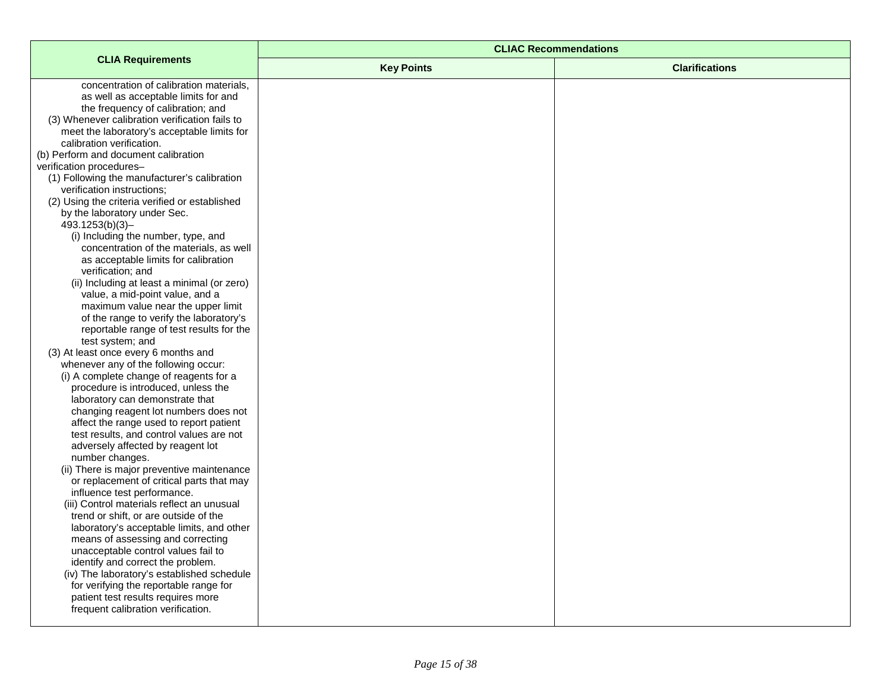| CLIA Requirements | CLIAC Recommendations | |
|---|---|---|
| | Key Points | Clarifications |
| concentration of calibration materials, as well as acceptable limits for and the frequency of calibration; and<br>(3) Whenever calibration verification fails to meet the laboratory's acceptable limits for calibration verification.<br>(b) Perform and document calibration verification procedures–<br>(1) Following the manufacturer's calibration verification instructions;<br>(2) Using the criteria verified or established by the laboratory under Sec. 493.1253(b)(3)–<br>(i) Including the number, type, and concentration of the materials, as well as acceptable limits for calibration verification; and<br>(ii) Including at least a minimal (or zero) value, a mid-point value, and a maximum value near the upper limit of the range to verify the laboratory's reportable range of test results for the test system; and<br>(3) At least once every 6 months and whenever any of the following occur:<br>(i) A complete change of reagents for a procedure is introduced, unless the laboratory can demonstrate that changing reagent lot numbers does not affect the range used to report patient test results, and control values are not adversely affected by reagent lot number changes.<br>(ii) There is major preventive maintenance or replacement of critical parts that may influence test performance.<br>(iii) Control materials reflect an unusual trend or shift, or are outside of the laboratory's acceptable limits, and other means of assessing and correcting unacceptable control values fail to identify and correct the problem.<br>(iv) The laboratory's established schedule for verifying the reportable range for patient test results requires more frequent calibration verification. | | |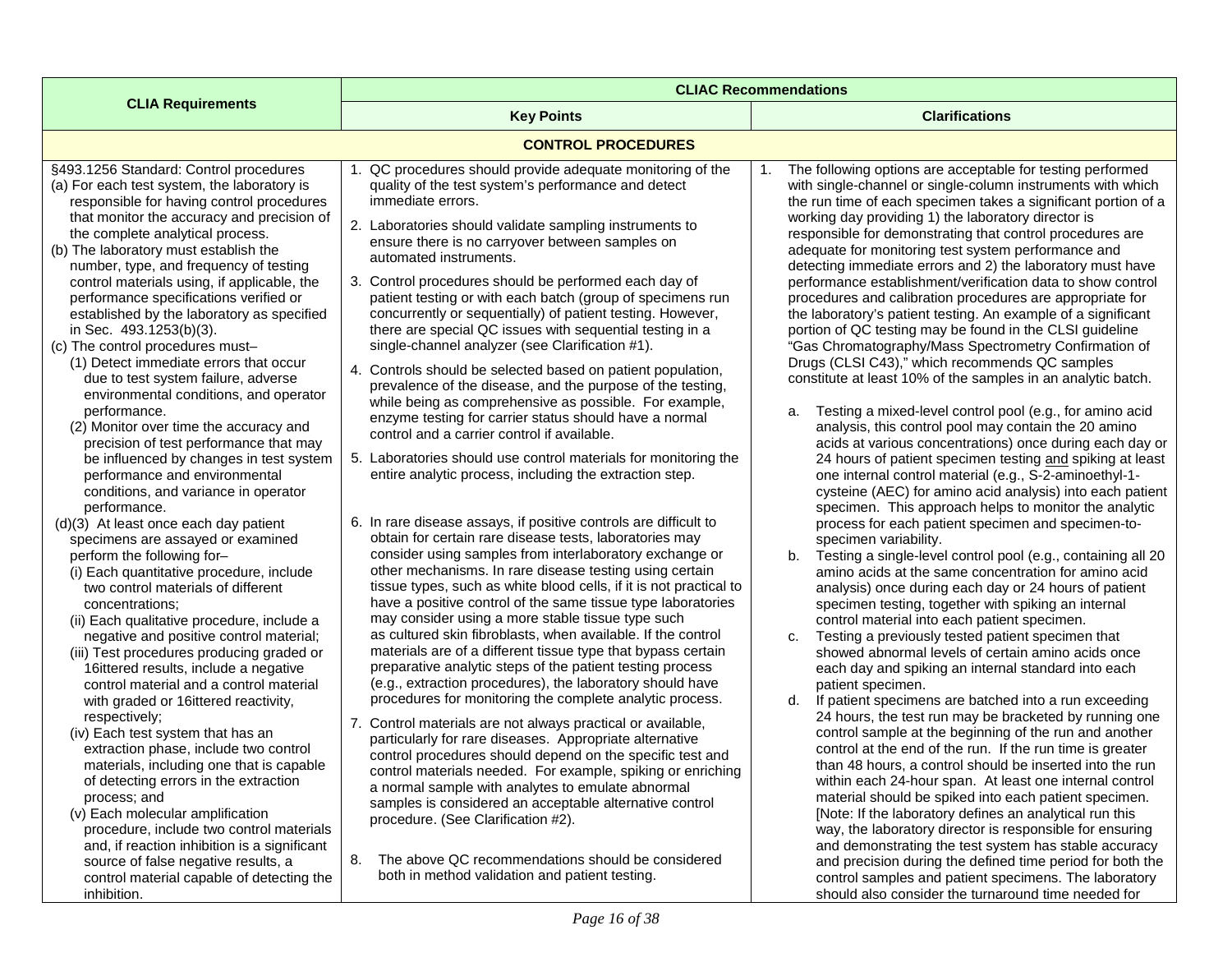| CLIA Requirements | CLIAC Recommendations | |
|---|---|---|
| | **Key Points** | **Clarifications** |
| **CONTROL PROCEDURES** | | |
| §493.1256 Standard: Control procedures<br>(a) For each test system, the laboratory is responsible for having control procedures that monitor the accuracy and precision of the complete analytical process.<br>(b) The laboratory must establish the number, type, and frequency of testing control materials using, if applicable, the performance specifications verified or established by the laboratory as specified in Sec. 493.1253(b)(3).<br>(c) The control procedures must–<br>(1) Detect immediate errors that occur due to test system failure, adverse environmental conditions, and operator performance.<br>(2) Monitor over time the accuracy and precision of test performance that may be influenced by changes in test system performance and environmental conditions, and variance in operator performance.<br>(d)(3) At least once each day patient specimens are assayed or examined perform the following for–<br>(i) Each quantitative procedure, include two control materials of different concentrations;<br>(ii) Each qualitative procedure, include a negative and positive control material;<br>(iii) Test procedures producing graded or 16ittered results, include a negative control material and a control material with graded or 16ittered reactivity, respectively;<br>(iv) Each test system that has an extraction phase, include two control materials, including one that is capable of detecting errors in the extraction process; and<br>(v) Each molecular amplification procedure, include two control materials and, if reaction inhibition is a significant source of false negative results, a control material capable of detecting the inhibition. | 1. QC procedures should provide adequate monitoring of the quality of the test system's performance and detect immediate errors.<br>2. Laboratories should validate sampling instruments to ensure there is no carryover between samples on automated instruments.<br>3. Control procedures should be performed each day of patient testing or with each batch (group of specimens run concurrently or sequentially) of patient testing. However, there are special QC issues with sequential testing in a single-channel analyzer (see Clarification #1).<br>4. Controls should be selected based on patient population, prevalence of the disease, and the purpose of the testing, while being as comprehensive as possible. For example, enzyme testing for carrier status should have a normal control and a carrier control if available.<br>5. Laboratories should use control materials for monitoring the entire analytic process, including the extraction step.<br>6. In rare disease assays, if positive controls are difficult to obtain for certain rare disease tests, laboratories may consider using samples from interlaboratory exchange or other mechanisms. In rare disease testing using certain tissue types, such as white blood cells, if it is not practical to have a positive control of the same tissue type laboratories may consider using a more stable tissue type such as cultured skin fibroblasts, when available. If the control materials are of a different tissue type that bypass certain preparative analytic steps of the patient testing process (e.g., extraction procedures), the laboratory should have procedures for monitoring the complete analytic process.<br>7. Control materials are not always practical or available, particularly for rare diseases. Appropriate alternative control procedures should depend on the specific test and control materials needed. For example, spiking or enriching a normal sample with analytes to emulate abnormal samples is considered an acceptable alternative control procedure. (See Clarification #2).<br>8. The above QC recommendations should be considered both in method validation and patient testing. | 1. The following options are acceptable for testing performed with single-channel or single-column instruments with which the run time of each specimen takes a significant portion of a working day providing 1) the laboratory director is responsible for demonstrating that control procedures are adequate for monitoring test system performance and detecting immediate errors and 2) the laboratory must have performance establishment/verification data to show control procedures and calibration procedures are appropriate for the laboratory's patient testing. An example of a significant portion of QC testing may be found in the CLSI guideline "Gas Chromatography/Mass Spectrometry Confirmation of Drugs (CLSI C43)," which recommends QC samples constitute at least 10% of the samples in an analytic batch.<br>a. Testing a mixed-level control pool (e.g., for amino acid analysis, this control pool may contain the 20 amino acids at various concentrations) once during each day or 24 hours of patient specimen testing <u>and</u> spiking at least one internal control material (e.g., S-2-aminoethyl-1-cysteine (AEC) for amino acid analysis) into each patient specimen. This approach helps to monitor the analytic process for each patient specimen and specimen-to-specimen variability.<br>b. Testing a single-level control pool (e.g., containing all 20 amino acids at the same concentration for amino acid analysis) once during each day or 24 hours of patient specimen testing, together with spiking an internal control material into each patient specimen.<br>c. Testing a previously tested patient specimen that showed abnormal levels of certain amino acids once each day and spiking an internal standard into each patient specimen.<br>d. If patient specimens are batched into a run exceeding 24 hours, the test run may be bracketed by running one control sample at the beginning of the run and another control at the end of the run. If the run time is greater than 48 hours, a control should be inserted into the run within each 24-hour span. At least one internal control material should be spiked into each patient specimen. [Note: If the laboratory defines an analytical run this way, the laboratory director is responsible for ensuring and demonstrating the test system has stable accuracy and precision during the defined time period for both the control samples and patient specimens. The laboratory should also consider the turnaround time needed for |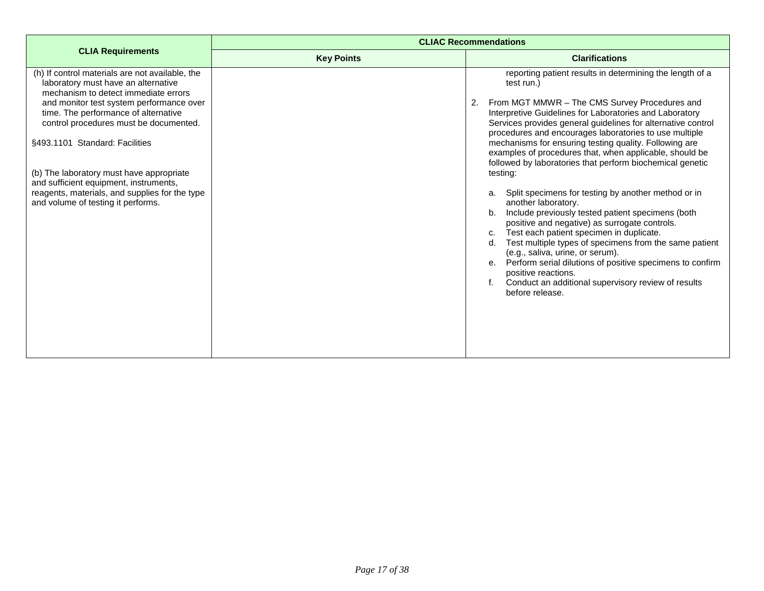| CLIA Requirements | CLIAC Recommendations | |
|---|---|---|
| | **Key Points** | **Clarifications** |
| (h) If control materials are not available, the laboratory must have an alternative mechanism to detect immediate errors and monitor test system performance over time. The performance of alternative control procedures must be documented.<br><br>§493.1101 Standard: Facilities<br><br>(b) The laboratory must have appropriate and sufficient equipment, instruments, reagents, materials, and supplies for the type and volume of testing it performs. | | reporting patient results in determining the length of a test run.)<br><br>2. From MGT MMWR – The CMS Survey Procedures and Interpretive Guidelines for Laboratories and Laboratory Services provides general guidelines for alternative control procedures and encourages laboratories to use multiple mechanisms for ensuring testing quality. Following are examples of procedures that, when applicable, should be followed by laboratories that perform biochemical genetic testing:<br><br>a. Split specimens for testing by another method or in another laboratory.<br>b. Include previously tested patient specimens (both positive and negative) as surrogate controls.<br>c. Test each patient specimen in duplicate.<br>d. Test multiple types of specimens from the same patient (e.g., saliva, urine, or serum).<br>e. Perform serial dilutions of positive specimens to confirm positive reactions.<br>f. Conduct an additional supervisory review of results before release. |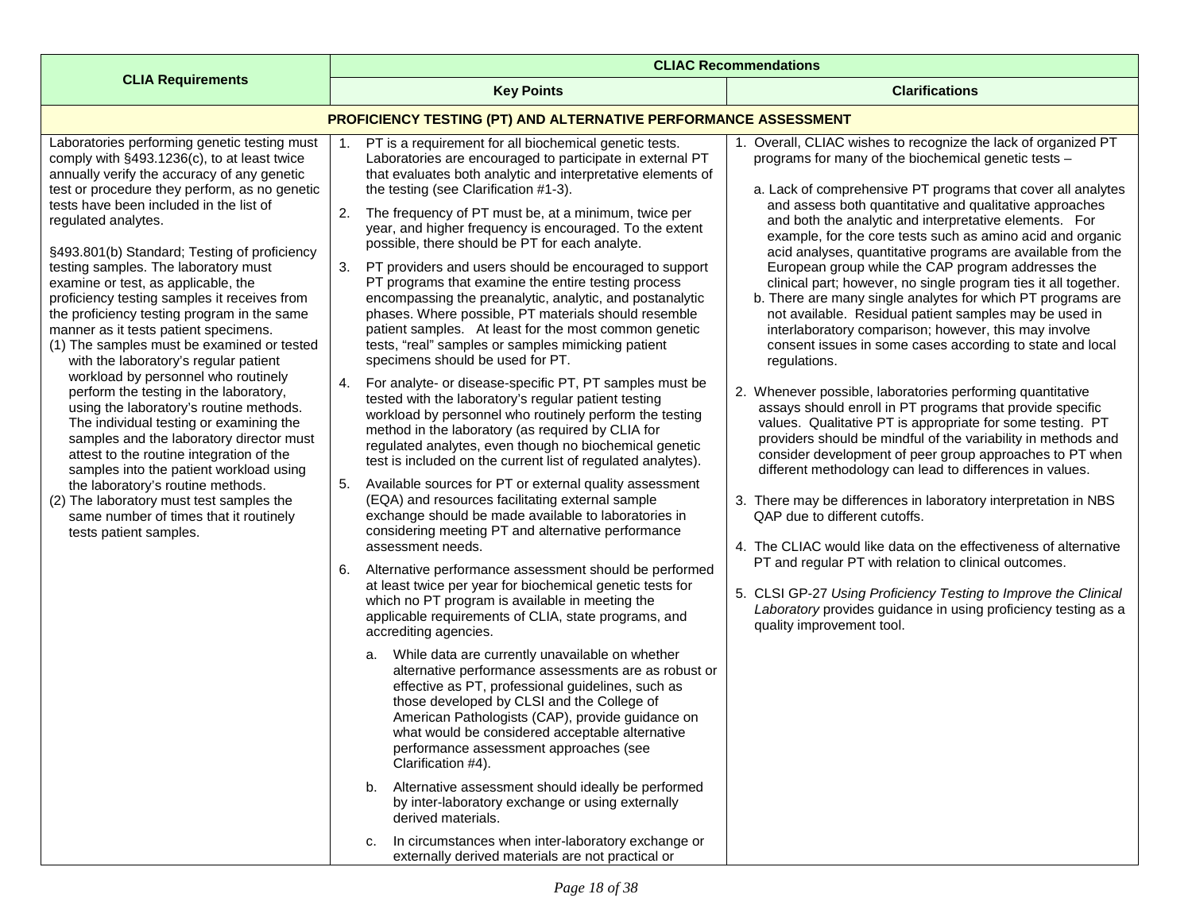| CLIA Requirements | CLIAC Recommendations | |
|---|---|---|
| | **Key Points** | **Clarifications** |
| **PROFICIENCY TESTING (PT) AND ALTERNATIVE PERFORMANCE ASSESSMENT** | | |
| Laboratories performing genetic testing must comply with §493.1236(c), to at least twice annually verify the accuracy of any genetic test or procedure they perform, as no genetic tests have been included in the list of regulated analytes.<br><br>§493.801(b) Standard; Testing of proficiency testing samples. The laboratory must examine or test, as applicable, the proficiency testing samples it receives from the proficiency testing program in the same manner as it tests patient specimens.<br>(1) The samples must be examined or tested with the laboratory's regular patient workload by personnel who routinely perform the testing in the laboratory, using the laboratory's routine methods. The individual testing or examining the samples and the laboratory director must attest to the routine integration of the samples into the patient workload using the laboratory's routine methods.<br>(2) The laboratory must test samples the same number of times that it routinely tests patient samples. | 1. PT is a requirement for all biochemical genetic tests. Laboratories are encouraged to participate in external PT that evaluates both analytic and interpretative elements of the testing (see Clarification #1-3).<br><br>2. The frequency of PT must be, at a minimum, twice per year, and higher frequency is encouraged. To the extent possible, there should be PT for each analyte.<br><br>3. PT providers and users should be encouraged to support PT programs that examine the entire testing process encompassing the preanalytic, analytic, and postanalytic phases. Where possible, PT materials should resemble patient samples. At least for the most common genetic tests, "real" samples or samples mimicking patient specimens should be used for PT.<br><br>4. For analyte- or disease-specific PT, PT samples must be tested with the laboratory's regular patient testing workload by personnel who routinely perform the testing method in the laboratory (as required by CLIA for regulated analytes, even though no biochemical genetic test is included on the current list of regulated analytes).<br><br>5. Available sources for PT or external quality assessment (EQA) and resources facilitating external sample exchange should be made available to laboratories in considering meeting PT and alternative performance assessment needs.<br><br>6. Alternative performance assessment should be performed at least twice per year for biochemical genetic tests for which no PT program is available in meeting the applicable requirements of CLIA, state programs, and accrediting agencies.<br><br>a. While data are currently unavailable on whether alternative performance assessments are as robust or effective as PT, professional guidelines, such as those developed by CLSI and the College of American Pathologists (CAP), provide guidance on what would be considered acceptable alternative performance assessment approaches (see Clarification #4).<br><br>b. Alternative assessment should ideally be performed by inter-laboratory exchange or using externally derived materials.<br><br>c. In circumstances when inter-laboratory exchange or externally derived materials are not practical or | 1. Overall, CLIAC wishes to recognize the lack of organized PT programs for many of the biochemical genetic tests –<br><br>a. Lack of comprehensive PT programs that cover all analytes and assess both quantitative and qualitative approaches and both the analytic and interpretative elements. For example, for the core tests such as amino acid and organic acid analyses, quantitative programs are available from the European group while the CAP program addresses the clinical part; however, no single program ties it all together.<br>b. There are many single analytes for which PT programs are not available. Residual patient samples may be used in interlaboratory comparison; however, this may involve consent issues in some cases according to state and local regulations.<br><br>2. Whenever possible, laboratories performing quantitative assays should enroll in PT programs that provide specific values. Qualitative PT is appropriate for some testing. PT providers should be mindful of the variability in methods and consider development of peer group approaches to PT when different methodology can lead to differences in values.<br><br>3. There may be differences in laboratory interpretation in NBS QAP due to different cutoffs.<br><br>4. The CLIAC would like data on the effectiveness of alternative PT and regular PT with relation to clinical outcomes.<br><br>5. CLSI GP-27 *Using Proficiency Testing to Improve the Clinical Laboratory* provides guidance in using proficiency testing as a quality improvement tool. |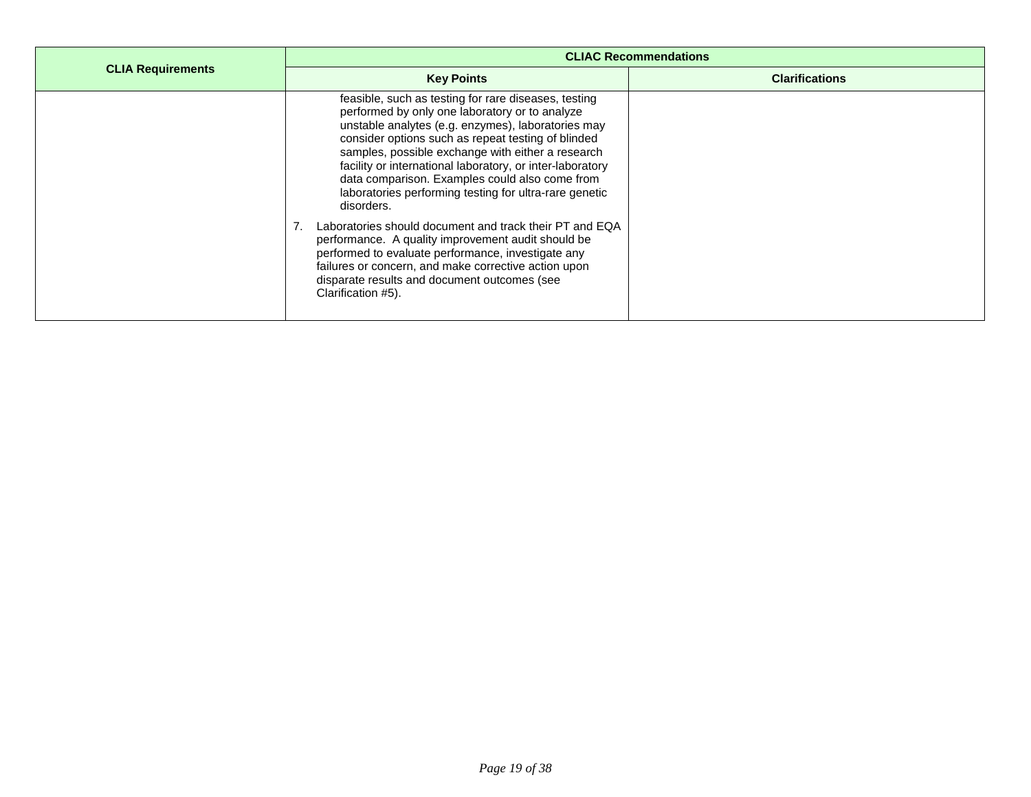| CLIA Requirements | CLIAC Recommendations | |
|---|---|---|
| | **Key Points** | **Clarifications** |
| | feasible, such as testing for rare diseases, testing performed by only one laboratory or to analyze unstable analytes (e.g. enzymes), laboratories may consider options such as repeat testing of blinded samples, possible exchange with either a research facility or international laboratory, or inter-laboratory data comparison. Examples could also come from laboratories performing testing for ultra-rare genetic disorders.<br><br>7. Laboratories should document and track their PT and EQA performance. A quality improvement audit should be performed to evaluate performance, investigate any failures or concern, and make corrective action upon disparate results and document outcomes (see Clarification #5). | |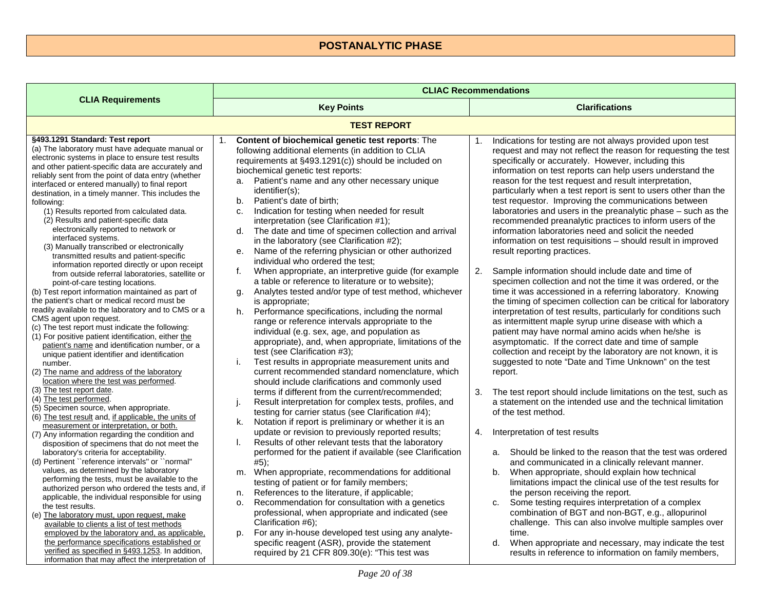## POSTANALYTIC PHASE

| CLIA Requirements | CLIAC Recommendations | |
|---|---|---|
| | **Key Points** | **Clarifications** |
| **TEST REPORT** | | |
| **§493.1291 Standard: Test report**<br>(a) The laboratory must have adequate manual or electronic systems in place to ensure test results and other patient-specific data are accurately and reliably sent from the point of data entry (whether interfaced or entered manually) to final report destination, in a timely manner. This includes the following:<br>(1) Results reported from calculated data.<br>(2) Results and patient-specific data electronically reported to network or interfaced systems.<br>(3) Manually transcribed or electronically transmitted results and patient-specific information reported directly or upon receipt from outside referral laboratories, satellite or point-of-care testing locations.<br>(b) Test report information maintained as part of the patient's chart or medical record must be readily available to the laboratory and to CMS or a CMS agent upon request.<br>(c) The test report must indicate the following:<br>(1) For positive patient identification, either the patient's name and identification number, or a unique patient identifier and identification number.<br>(2) The name and address of the laboratory location where the test was performed.<br>(3) The test report date.<br>(4) The test performed.<br>(5) Specimen source, when appropriate.<br>(6) The test result and, if applicable, the units of measurement or interpretation, or both.<br>(7) Any information regarding the condition and disposition of specimens that do not meet the laboratory's criteria for acceptability.<br>(d) Pertinent ``reference intervals'' or ``normal'' values, as determined by the laboratory performing the tests, must be available to the authorized person who ordered the tests and, if applicable, the individual responsible for using the test results.<br>(e) The laboratory must, upon request, make available to clients a list of test methods employed by the laboratory and, as applicable, the performance specifications established or verified as specified in §493.1253. In addition, information that may affect the interpretation of | 1. **Content of biochemical genetic test reports**: The following additional elements (in addition to CLIA requirements at §493.1291(c)) should be included on biochemical genetic test reports:<br>a. Patient's name and any other necessary unique identifier(s);<br>b. Patient's date of birth;<br>c. Indication for testing when needed for result interpretation (see Clarification #1);<br>d. The date and time of specimen collection and arrival in the laboratory (see Clarification #2);<br>e. Name of the referring physician or other authorized individual who ordered the test;<br>f. When appropriate, an interpretive guide (for example a table or reference to literature or to website);<br>g. Analytes tested and/or type of test method, whichever is appropriate;<br>h. Performance specifications, including the normal range or reference intervals appropriate to the individual (e.g. sex, age, and population as appropriate), and, when appropriate, limitations of the test (see Clarification #3);<br>i. Test results in appropriate measurement units and current recommended standard nomenclature, which should include clarifications and commonly used terms if different from the current/recommended;<br>j. Result interpretation for complex tests, profiles, and testing for carrier status (see Clarification #4);<br>k. Notation if report is preliminary or whether it is an update or revision to previously reported results;<br>l. Results of other relevant tests that the laboratory performed for the patient if available (see Clarification #5);<br>m. When appropriate, recommendations for additional testing of patient or for family members;<br>n. References to the literature, if applicable;<br>o. Recommendation for consultation with a genetics professional, when appropriate and indicated (see Clarification #6);<br>p. For any in-house developed test using any analyte-specific reagent (ASR), provide the statement required by 21 CFR 809.30(e): "This test was | 1. Indications for testing are not always provided upon test request and may not reflect the reason for requesting the test specifically or accurately. However, including this information on test reports can help users understand the reason for the test request and result interpretation, particularly when a test report is sent to users other than the test requestor. Improving the communications between laboratories and users in the preanalytic phase – such as the recommended preanalytic practices to inform users of the information laboratories need and solicit the needed information on test requisitions – should result in improved result reporting practices.<br><br>2. Sample information should include date and time of specimen collection and not the time it was ordered, or the time it was accessioned in a referring laboratory. Knowing the timing of specimen collection can be critical for laboratory interpretation of test results, particularly for conditions such as intermittent maple syrup urine disease with which a patient may have normal amino acids when he/she is asymptomatic. If the correct date and time of sample collection and receipt by the laboratory are not known, it is suggested to note "Date and Time Unknown" on the test report.<br><br>3. The test report should include limitations on the test, such as a statement on the intended use and the technical limitation of the test method.<br><br>4. Interpretation of test results<br>a. Should be linked to the reason that the test was ordered and communicated in a clinically relevant manner.<br>b. When appropriate, should explain how technical limitations impact the clinical use of the test results for the person receiving the report.<br>c. Some testing requires interpretation of a complex combination of BGT and non-BGT, e.g., allopurinol challenge. This can also involve multiple samples over time.<br>d. When appropriate and necessary, may indicate the test results in reference to information on family members, |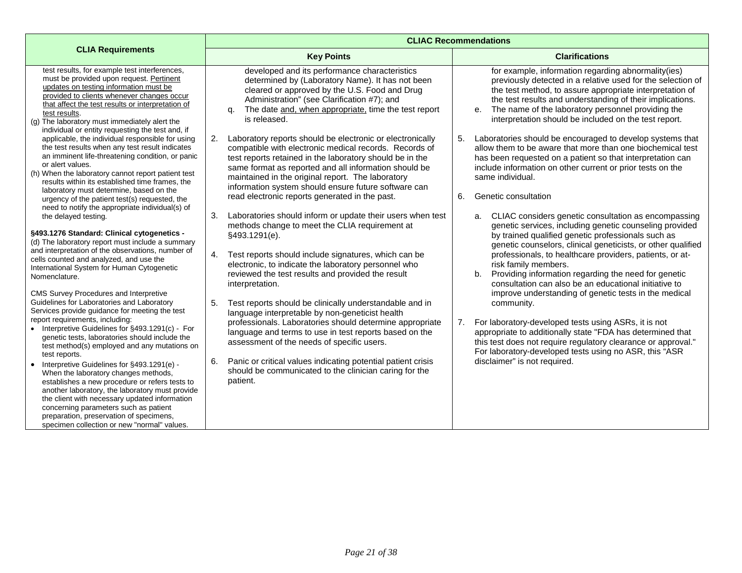| CLIA Requirements | CLIAC Recommendations | |
|---|---|---|
| | **Key Points** | **Clarifications** |
| test results, for example test interferences, must be provided upon request. <u>Pertinent updates on testing information must be provided to clients whenever changes occur that affect the test results or interpretation of test results</u>.<br>(g) The laboratory must immediately alert the individual or entity requesting the test and, if applicable, the individual responsible for using the test results when any test result indicates an imminent life-threatening condition, or panic or alert values.<br>(h) When the laboratory cannot report patient test results within its established time frames, the laboratory must determine, based on the urgency of the patient test(s) requested, the need to notify the appropriate individual(s) of the delayed testing.<br><br>**§493.1276 Standard: Clinical cytogenetics -**<br>(d) The laboratory report must include a summary and interpretation of the observations, number of cells counted and analyzed, and use the International System for Human Cytogenetic Nomenclature.<br><br>CMS Survey Procedures and Interpretive Guidelines for Laboratories and Laboratory Services provide guidance for meeting the test report requirements, including:<br>• Interpretive Guidelines for §493.1291(c) - For genetic tests, laboratories should include the test method(s) employed and any mutations on test reports.<br>• Interpretive Guidelines for §493.1291(e) - When the laboratory changes methods, establishes a new procedure or refers tests to another laboratory, the laboratory must provide the client with necessary updated information concerning parameters such as patient preparation, preservation of specimens, specimen collection or new "normal" values. | developed and its performance characteristics determined by (Laboratory Name). It has not been cleared or approved by the U.S. Food and Drug Administration" (see Clarification #7); and<br>q. The date <u>and, when appropriate,</u> time the test report is released.<br><br>2. Laboratory reports should be electronic or electronically compatible with electronic medical records. Records of test reports retained in the laboratory should be in the same format as reported and all information should be maintained in the original report. The laboratory information system should ensure future software can read electronic reports generated in the past.<br><br>3. Laboratories should inform or update their users when test methods change to meet the CLIA requirement at §493.1291(e).<br><br>4. Test reports should include signatures, which can be electronic, to indicate the laboratory personnel who reviewed the test results and provided the result interpretation.<br><br>5. Test reports should be clinically understandable and in language interpretable by non-geneticist health professionals. Laboratories should determine appropriate language and terms to use in test reports based on the assessment of the needs of specific users.<br><br>6. Panic or critical values indicating potential patient crisis should be communicated to the clinician caring for the patient. | for example, information regarding abnormality(ies) previously detected in a relative used for the selection of the test method, to assure appropriate interpretation of the test results and understanding of their implications.<br>e. The name of the laboratory personnel providing the interpretation should be included on the test report.<br><br>5. Laboratories should be encouraged to develop systems that allow them to be aware that more than one biochemical test has been requested on a patient so that interpretation can include information on other current or prior tests on the same individual.<br><br>6. Genetic consultation<br><br>a. CLIAC considers genetic consultation as encompassing genetic services, including genetic counseling provided by trained qualified genetic professionals such as genetic counselors, clinical geneticists, or other qualified professionals, to healthcare providers, patients, or at-risk family members.<br>b. Providing information regarding the need for genetic consultation can also be an educational initiative to improve understanding of genetic tests in the medical community.<br><br>7. For laboratory-developed tests using ASRs, it is not appropriate to additionally state "FDA has determined that this test does not require regulatory clearance or approval." For laboratory-developed tests using no ASR, this "ASR disclaimer" is not required. |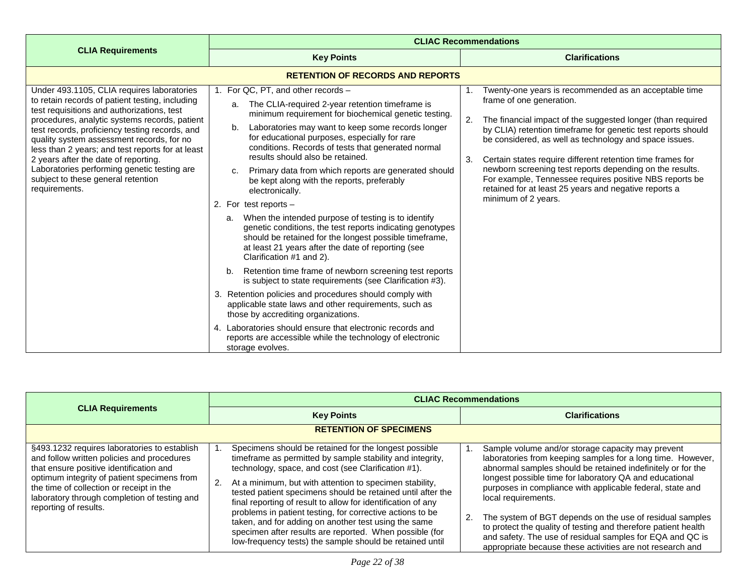| CLIA Requirements | CLIAC Recommendations | |
|---|---|---|
| | **Key Points** | **Clarifications** |
| **RETENTION OF RECORDS AND REPORTS** | | |
| Under 493.1105, CLIA requires laboratories to retain records of patient testing, including test requisitions and authorizations, test procedures, analytic systems records, patient test records, proficiency testing records, and quality system assessment records, for no less than 2 years; and test reports for at least 2 years after the date of reporting. Laboratories performing genetic testing are subject to these general retention requirements. | 1. For QC, PT, and other records – <br> a. The CLIA-required 2-year retention timeframe is minimum requirement for biochemical genetic testing. <br> b. Laboratories may want to keep some records longer for educational purposes, especially for rare conditions. Records of tests that generated normal results should also be retained. <br> c. Primary data from which reports are generated should be kept along with the reports, preferably electronically. <br> 2. For test reports – <br> a. When the intended purpose of testing is to identify genetic conditions, the test reports indicating genotypes should be retained for the longest possible timeframe, at least 21 years after the date of reporting (see Clarification #1 and 2). <br> b. Retention time frame of newborn screening test reports is subject to state requirements (see Clarification #3). <br> 3. Retention policies and procedures should comply with applicable state laws and other requirements, such as those by accrediting organizations. <br> 4. Laboratories should ensure that electronic records and reports are accessible while the technology of electronic storage evolves. | 1. Twenty-one years is recommended as an acceptable time frame of one generation. <br> 2. The financial impact of the suggested longer (than required by CLIA) retention timeframe for genetic test reports should be considered, as well as technology and space issues. <br> 3. Certain states require different retention time frames for newborn screening test reports depending on the results. For example, Tennessee requires positive NBS reports be retained for at least 25 years and negative reports a minimum of 2 years. |

| CLIA Requirements | CLIAC Recommendations | |
|---|---|---|
| | **Key Points** | **Clarifications** |
| **RETENTION OF SPECIMENS** | | |
| §493.1232 requires laboratories to establish and follow written policies and procedures that ensure positive identification and optimum integrity of patient specimens from the time of collection or receipt in the laboratory through completion of testing and reporting of results. | 1. Specimens should be retained for the longest possible timeframe as permitted by sample stability and integrity, technology, space, and cost (see Clarification #1). <br> 2. At a minimum, but with attention to specimen stability, tested patient specimens should be retained until after the final reporting of result to allow for identification of any problems in patient testing, for corrective actions to be taken, and for adding on another test using the same specimen after results are reported. When possible (for low-frequency tests) the sample should be retained until | 1. Sample volume and/or storage capacity may prevent laboratories from keeping samples for a long time. However, abnormal samples should be retained indefinitely or for the longest possible time for laboratory QA and educational purposes in compliance with applicable federal, state and local requirements. <br> 2. The system of BGT depends on the use of residual samples to protect the quality of testing and therefore patient health and safety. The use of residual samples for EQA and QC is appropriate because these activities are not research and |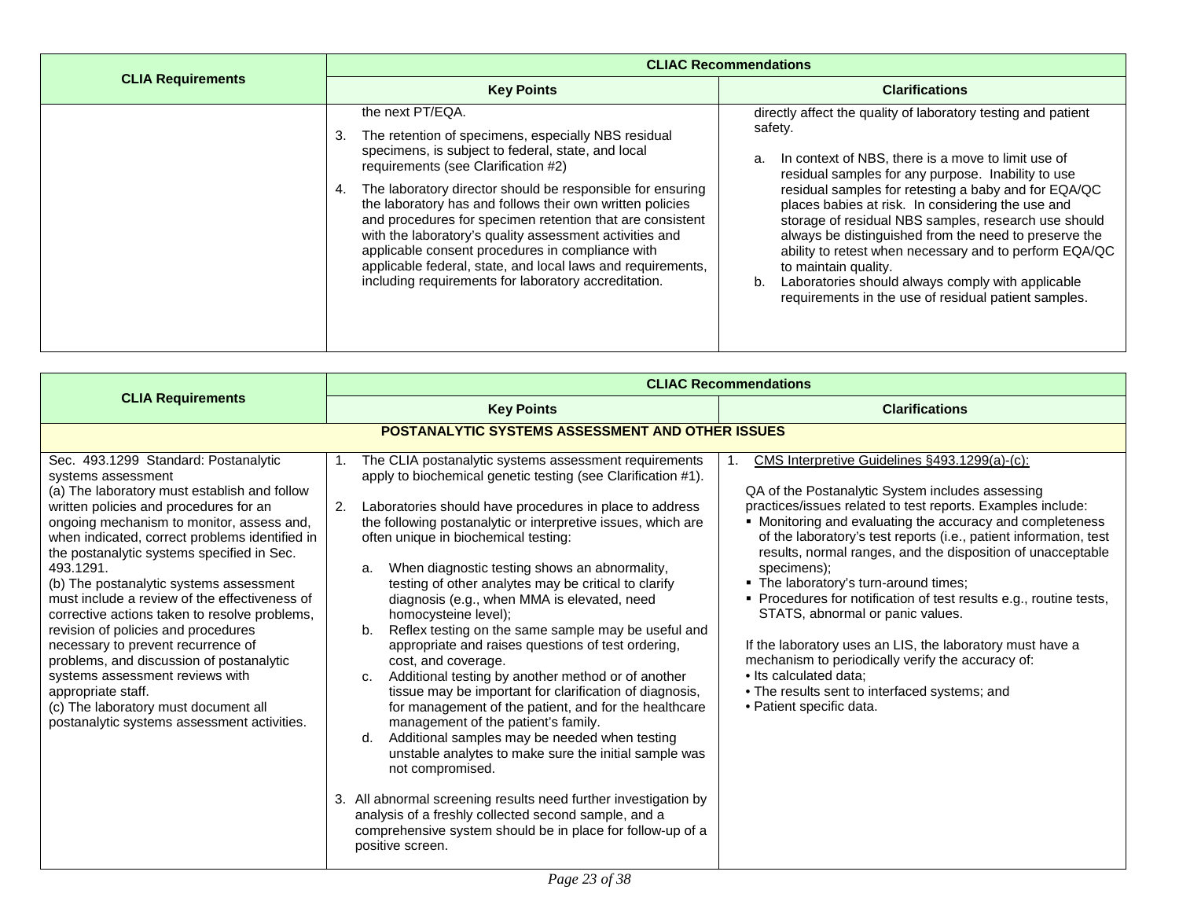| CLIA Requirements | CLIAC Recommendations | |
|---|---|---|
| | **Key Points** | **Clarifications** |
| | the next PT/EQA.<br><br>3. The retention of specimens, especially NBS residual specimens, is subject to federal, state, and local requirements (see Clarification #2)<br><br>4. The laboratory director should be responsible for ensuring the laboratory has and follows their own written policies and procedures for specimen retention that are consistent with the laboratory's quality assessment activities and applicable consent procedures in compliance with applicable federal, state, and local laws and requirements, including requirements for laboratory accreditation. | directly affect the quality of laboratory testing and patient safety.<br><br>a. In context of NBS, there is a move to limit use of residual samples for any purpose. Inability to use residual samples for retesting a baby and for EQA/QC places babies at risk. In considering the use and storage of residual NBS samples, research use should always be distinguished from the need to preserve the ability to retest when necessary and to perform EQA/QC to maintain quality.<br>b. Laboratories should always comply with applicable requirements in the use of residual patient samples. |

| CLIA Requirements | CLIAC Recommendations | |
|---|---|---|
| | **Key Points** | **Clarifications** |
| **POSTANALYTIC SYSTEMS ASSESSMENT AND OTHER ISSUES** | | |
| Sec. 493.1299 Standard: Postanalytic systems assessment<br>(a) The laboratory must establish and follow written policies and procedures for an ongoing mechanism to monitor, assess and, when indicated, correct problems identified in the postanalytic systems specified in Sec. 493.1291.<br>(b) The postanalytic systems assessment must include a review of the effectiveness of corrective actions taken to resolve problems, revision of policies and procedures necessary to prevent recurrence of problems, and discussion of postanalytic systems assessment reviews with appropriate staff.<br>(c) The laboratory must document all postanalytic systems assessment activities. | 1. The CLIA postanalytic systems assessment requirements apply to biochemical genetic testing (see Clarification #1).<br><br>2. Laboratories should have procedures in place to address the following postanalytic or interpretive issues, which are often unique in biochemical testing:<br><br>a. When diagnostic testing shows an abnormality, testing of other analytes may be critical to clarify diagnosis (e.g., when MMA is elevated, need homocysteine level);<br>b. Reflex testing on the same sample may be useful and appropriate and raises questions of test ordering, cost, and coverage.<br>c. Additional testing by another method or of another tissue may be important for clarification of diagnosis, for management of the patient, and for the healthcare management of the patient's family.<br>d. Additional samples may be needed when testing unstable analytes to make sure the initial sample was not compromised.<br><br>3. All abnormal screening results need further investigation by analysis of a freshly collected second sample, and a comprehensive system should be in place for follow-up of a positive screen. | 1. CMS Interpretive Guidelines §493.1299(a)-(c):<br><br>QA of the Postanalytic System includes assessing practices/issues related to test reports. Examples include:<br>▪ Monitoring and evaluating the accuracy and completeness of the laboratory's test reports (i.e., patient information, test results, normal ranges, and the disposition of unacceptable specimens);<br>▪ The laboratory's turn-around times;<br>▪ Procedures for notification of test results e.g., routine tests, STATS, abnormal or panic values.<br><br>If the laboratory uses an LIS, the laboratory must have a mechanism to periodically verify the accuracy of:<br>• Its calculated data;<br>• The results sent to interfaced systems; and<br>• Patient specific data. |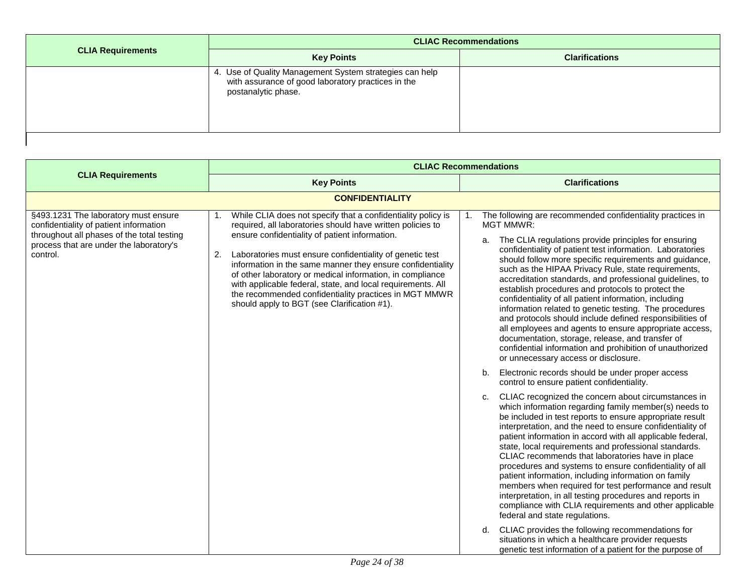| CLIA Requirements | CLIAC Recommendations | |
|---|---|---|
| | **Key Points** | **Clarifications** |
| | 4. Use of Quality Management System strategies can help with assurance of good laboratory practices in the postanalytic phase. | |

| CLIA Requirements | CLIAC Recommendations | |
|---|---|---|
| | **Key Points** | **Clarifications** |
| **CONFIDENTIALITY** | | |
| §493.1231 The laboratory must ensure confidentiality of patient information throughout all phases of the total testing process that are under the laboratory's control. | 1. While CLIA does not specify that a confidentiality policy is required, all laboratories should have written policies to ensure confidentiality of patient information.<br><br>2. Laboratories must ensure confidentiality of genetic test information in the same manner they ensure confidentiality of other laboratory or medical information, in compliance with applicable federal, state, and local requirements. All the recommended confidentiality practices in MGT MMWR should apply to BGT (see Clarification #1). | 1. The following are recommended confidentiality practices in MGT MMWR:<br><br>a. The CLIA regulations provide principles for ensuring confidentiality of patient test information. Laboratories should follow more specific requirements and guidance, such as the HIPAA Privacy Rule, state requirements, accreditation standards, and professional guidelines, to establish procedures and protocols to protect the confidentiality of all patient information, including information related to genetic testing. The procedures and protocols should include defined responsibilities of all employees and agents to ensure appropriate access, documentation, storage, release, and transfer of confidential information and prohibition of unauthorized or unnecessary access or disclosure.<br><br>b. Electronic records should be under proper access control to ensure patient confidentiality.<br><br>c. CLIAC recognized the concern about circumstances in which information regarding family member(s) needs to be included in test reports to ensure appropriate result interpretation, and the need to ensure confidentiality of patient information in accord with all applicable federal, state, local requirements and professional standards. CLIAC recommends that laboratories have in place procedures and systems to ensure confidentiality of all patient information, including information on family members when required for test performance and result interpretation, in all testing procedures and reports in compliance with CLIA requirements and other applicable federal and state regulations.<br><br>d. CLIAC provides the following recommendations for situations in which a healthcare provider requests genetic test information of a patient for the purpose of |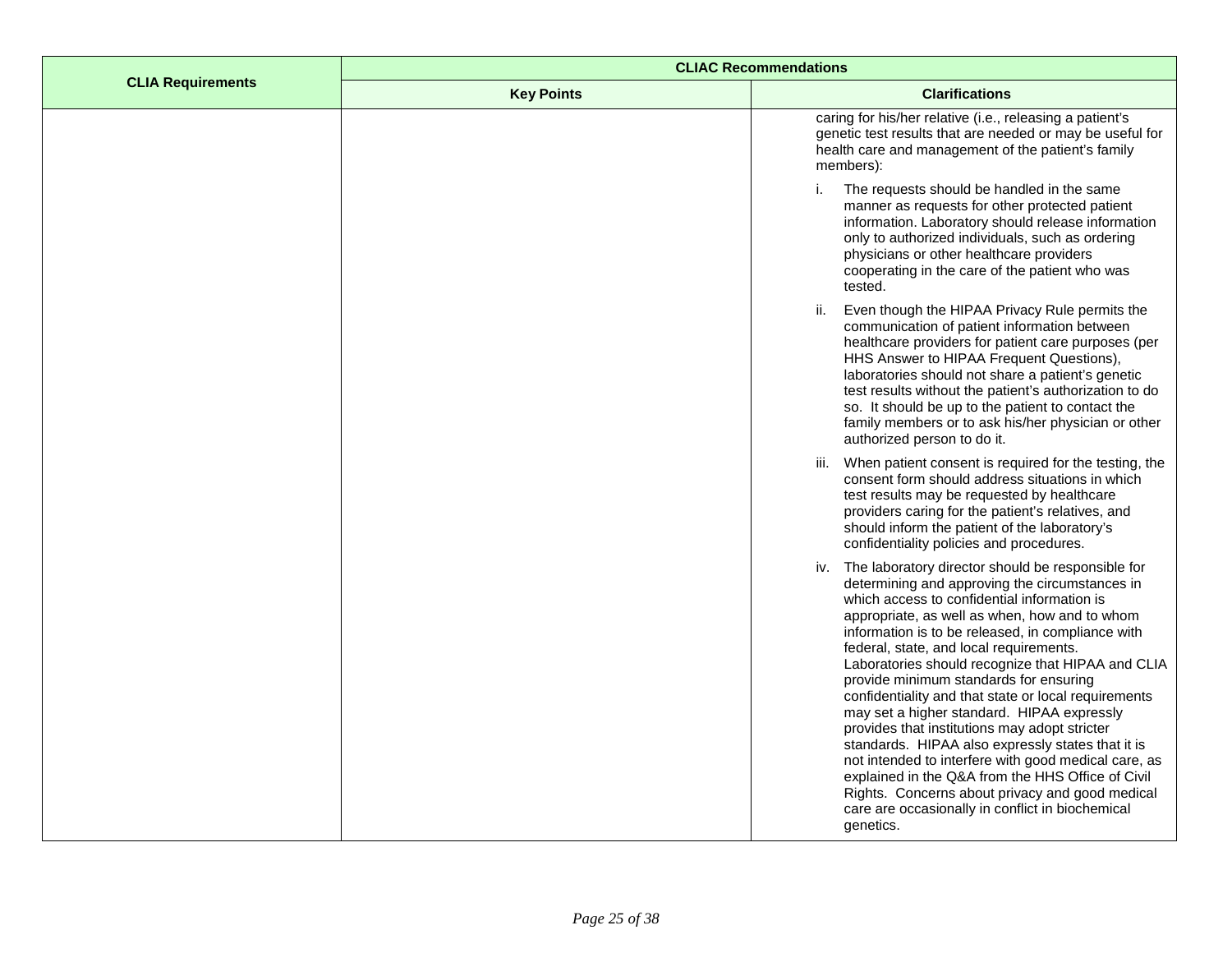| CLIA Requirements | CLIAC Recommendations | |
|---|---|---|
| | **Key Points** | **Clarifications** |
| | | caring for his/her relative (i.e., releasing a patient's genetic test results that are needed or may be useful for health care and management of the patient's family members):<br><br>i. The requests should be handled in the same manner as requests for other protected patient information. Laboratory should release information only to authorized individuals, such as ordering physicians or other healthcare providers cooperating in the care of the patient who was tested.<br><br>ii. Even though the HIPAA Privacy Rule permits the communication of patient information between healthcare providers for patient care purposes (per HHS Answer to HIPAA Frequent Questions), laboratories should not share a patient's genetic test results without the patient's authorization to do so. It should be up to the patient to contact the family members or to ask his/her physician or other authorized person to do it.<br><br>iii. When patient consent is required for the testing, the consent form should address situations in which test results may be requested by healthcare providers caring for the patient's relatives, and should inform the patient of the laboratory's confidentiality policies and procedures.<br><br>iv. The laboratory director should be responsible for determining and approving the circumstances in which access to confidential information is appropriate, as well as when, how and to whom information is to be released, in compliance with federal, state, and local requirements. Laboratories should recognize that HIPAA and CLIA provide minimum standards for ensuring confidentiality and that state or local requirements may set a higher standard. HIPAA expressly provides that institutions may adopt stricter standards. HIPAA also expressly states that it is not intended to interfere with good medical care, as explained in the Q&A from the HHS Office of Civil Rights. Concerns about privacy and good medical care are occasionally in conflict in biochemical genetics. |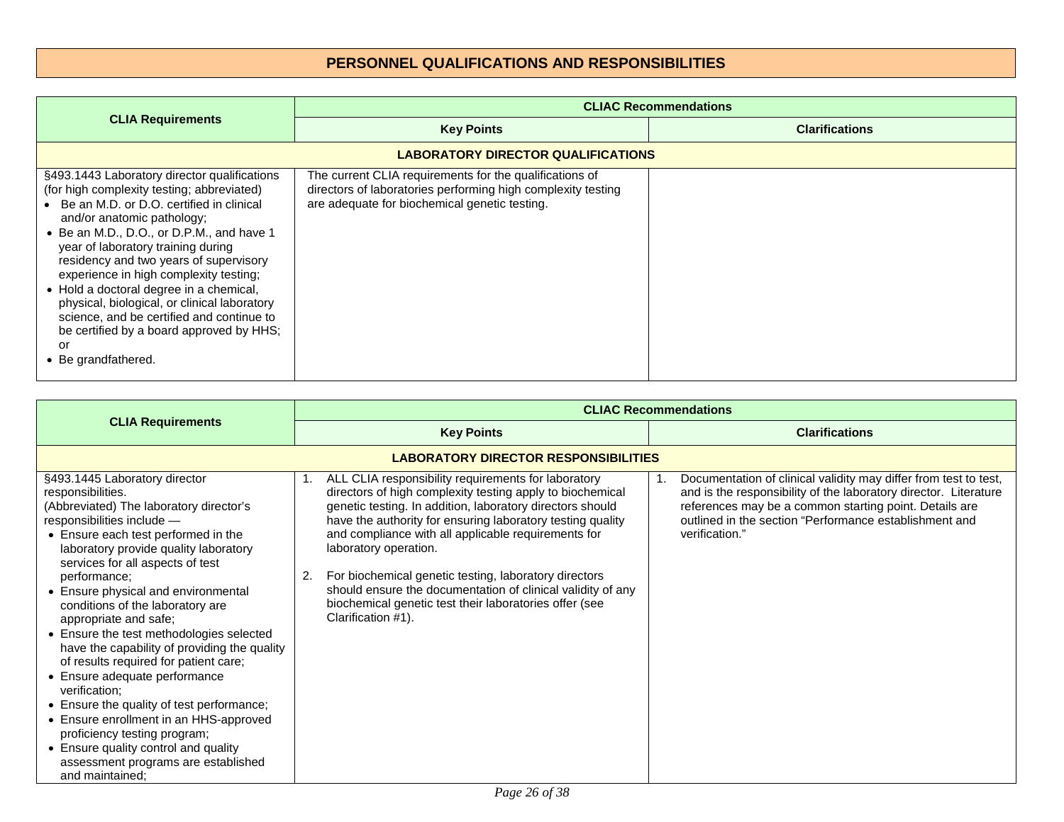# PERSONNEL QUALIFICATIONS AND RESPONSIBILITIES

| CLIA Requirements | CLIAC Recommendations | |
|---|---|---|
| | **Key Points** | **Clarifications** |
| **LABORATORY DIRECTOR QUALIFICATIONS** | | |
| §493.1443 Laboratory director qualifications (for high complexity testing; abbreviated)<br>• Be an M.D. or D.O. certified in clinical and/or anatomic pathology;<br>• Be an M.D., D.O., or D.P.M., and have 1 year of laboratory training during residency and two years of supervisory experience in high complexity testing;<br>• Hold a doctoral degree in a chemical, physical, biological, or clinical laboratory science, and be certified and continue to be certified by a board approved by HHS; or<br>• Be grandfathered. | The current CLIA requirements for the qualifications of directors of laboratories performing high complexity testing are adequate for biochemical genetic testing. | |

| CLIA Requirements | CLIAC Recommendations | |
|---|---|---|
| | **Key Points** | **Clarifications** |
| **LABORATORY DIRECTOR RESPONSIBILITIES** | | |
| §493.1445 Laboratory director responsibilities.<br>(Abbreviated) The laboratory director's responsibilities include —<br>• Ensure each test performed in the laboratory provide quality laboratory services for all aspects of test performance;<br>• Ensure physical and environmental conditions of the laboratory are appropriate and safe;<br>• Ensure the test methodologies selected have the capability of providing the quality of results required for patient care;<br>• Ensure adequate performance verification;<br>• Ensure the quality of test performance;<br>• Ensure enrollment in an HHS-approved proficiency testing program;<br>• Ensure quality control and quality assessment programs are established and maintained; | 1. ALL CLIA responsibility requirements for laboratory directors of high complexity testing apply to biochemical genetic testing. In addition, laboratory directors should have the authority for ensuring laboratory testing quality and compliance with all applicable requirements for laboratory operation.<br><br>2. For biochemical genetic testing, laboratory directors should ensure the documentation of clinical validity of any biochemical genetic test their laboratories offer (see Clarification #1). | 1. Documentation of clinical validity may differ from test to test, and is the responsibility of the laboratory director. Literature references may be a common starting point. Details are outlined in the section "Performance establishment and verification." |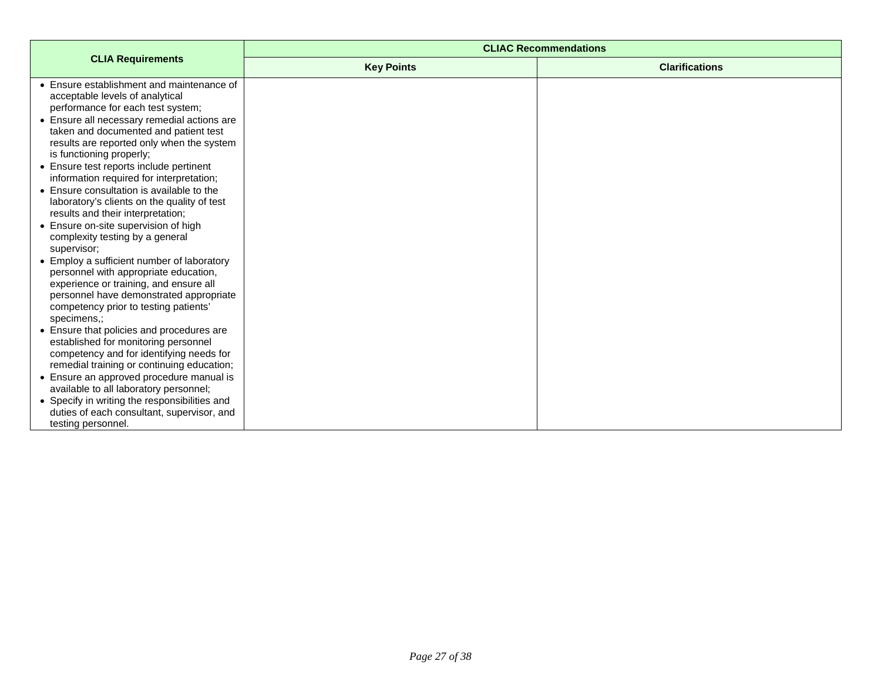| CLIA Requirements | CLIAC Recommendations | |
|---|---|---|
| | Key Points | Clarifications |
| • Ensure establishment and maintenance of acceptable levels of analytical performance for each test system;<br>• Ensure all necessary remedial actions are taken and documented and patient test results are reported only when the system is functioning properly;<br>• Ensure test reports include pertinent information required for interpretation;<br>• Ensure consultation is available to the laboratory's clients on the quality of test results and their interpretation;<br>• Ensure on-site supervision of high complexity testing by a general supervisor;<br>• Employ a sufficient number of laboratory personnel with appropriate education, experience or training, and ensure all personnel have demonstrated appropriate competency prior to testing patients' specimens,;<br>• Ensure that policies and procedures are established for monitoring personnel competency and for identifying needs for remedial training or continuing education;<br>• Ensure an approved procedure manual is available to all laboratory personnel;<br>• Specify in writing the responsibilities and duties of each consultant, supervisor, and testing personnel. | | |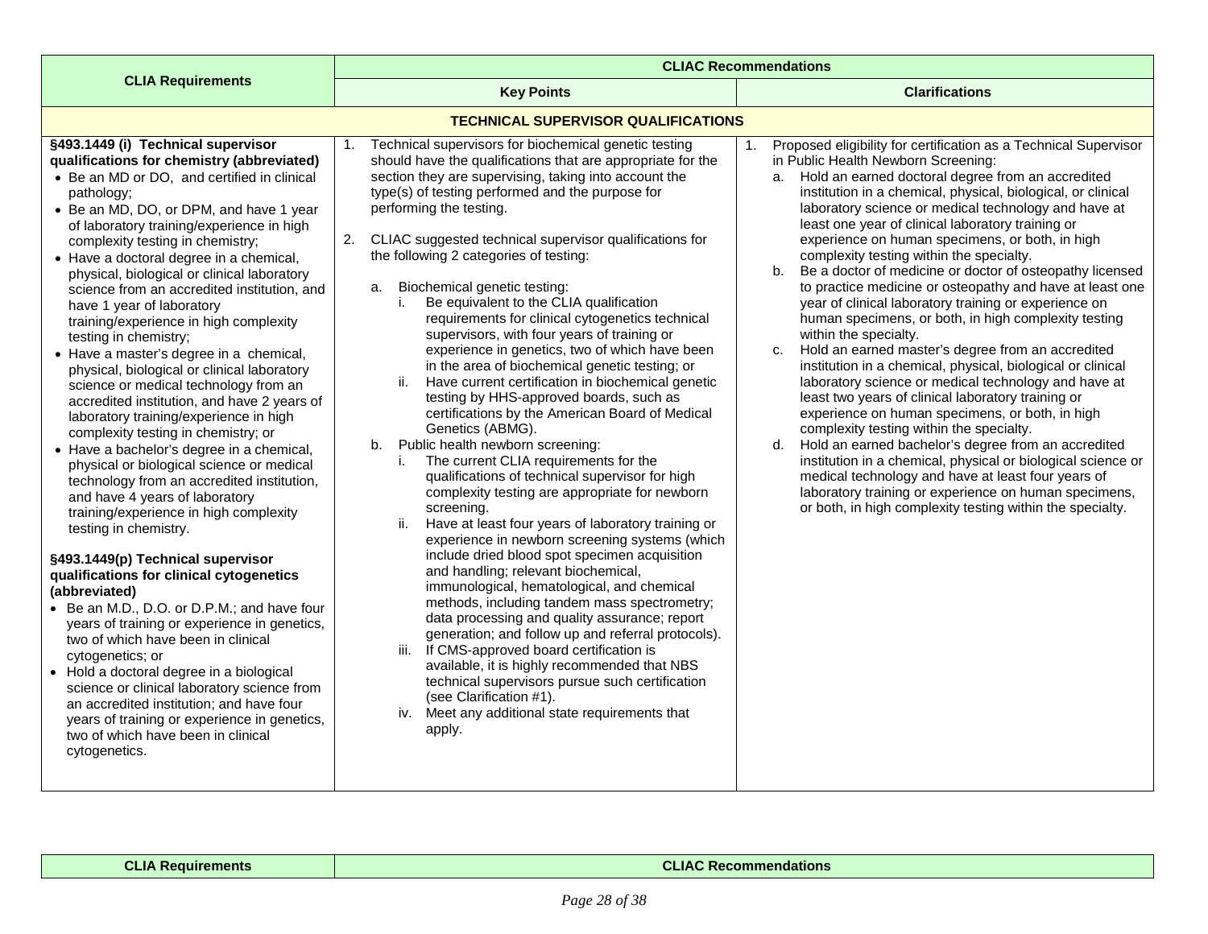| CLIA Requirements | CLIAC Recommendations | |
|---|---|---|
| | **Key Points** | **Clarifications** |
| **TECHNICAL SUPERVISOR QUALIFICATIONS** | | |
| **§493.1449 (i) Technical supervisor qualifications for chemistry (abbreviated)**<br>• Be an MD or DO, and certified in clinical pathology;<br>• Be an MD, DO, or DPM, and have 1 year of laboratory training/experience in high complexity testing in chemistry;<br>• Have a doctoral degree in a chemical, physical, biological or clinical laboratory science from an accredited institution, and have 1 year of laboratory training/experience in high complexity testing in chemistry;<br>• Have a master's degree in a chemical, physical, biological or clinical laboratory science or medical technology from an accredited institution, and have 2 years of laboratory training/experience in high complexity testing in chemistry; or<br>• Have a bachelor's degree in a chemical, physical or biological science or medical technology from an accredited institution, and have 4 years of laboratory training/experience in high complexity testing in chemistry.<br><br>**§493.1449(p) Technical supervisor qualifications for clinical cytogenetics (abbreviated)**<br>• Be an M.D., D.O. or D.P.M.; and have four years of training or experience in genetics, two of which have been in clinical cytogenetics; or<br>• Hold a doctoral degree in a biological science or clinical laboratory science from an accredited institution; and have four years of training or experience in genetics, two of which have been in clinical cytogenetics. | 1. Technical supervisors for biochemical genetic testing should have the qualifications that are appropriate for the section they are supervising, taking into account the type(s) of testing performed and the purpose for performing the testing.<br><br>2. CLIAC suggested technical supervisor qualifications for the following 2 categories of testing:<br><br>a. Biochemical genetic testing:<br>i. Be equivalent to the CLIA qualification requirements for clinical cytogenetics technical supervisors, with four years of training or experience in genetics, two of which have been in the area of biochemical genetic testing; or<br>ii. Have current certification in biochemical genetic testing by HHS-approved boards, such as certifications by the American Board of Medical Genetics (ABMG).<br>b. Public health newborn screening:<br>i. The current CLIA requirements for the qualifications of technical supervisor for high complexity testing are appropriate for newborn screening.<br>ii. Have at least four years of laboratory training or experience in newborn screening systems (which include dried blood spot specimen acquisition and handling; relevant biochemical, immunological, hematological, and chemical methods, including tandem mass spectrometry; data processing and quality assurance; report generation; and follow up and referral protocols).<br>iii. If CMS-approved board certification is available, it is highly recommended that NBS technical supervisors pursue such certification (see Clarification #1).<br>iv. Meet any additional state requirements that apply. | 1. Proposed eligibility for certification as a Technical Supervisor in Public Health Newborn Screening:<br>a. Hold an earned doctoral degree from an accredited institution in a chemical, physical, biological, or clinical laboratory science or medical technology and have at least one year of clinical laboratory training or experience on human specimens, or both, in high complexity testing within the specialty.<br>b. Be a doctor of medicine or doctor of osteopathy licensed to practice medicine or osteopathy and have at least one year of clinical laboratory training or experience on human specimens, or both, in high complexity testing within the specialty.<br>c. Hold an earned master's degree from an accredited institution in a chemical, physical, biological or clinical laboratory science or medical technology and have at least two years of clinical laboratory training or experience on human specimens, or both, in high complexity testing within the specialty.<br>d. Hold an earned bachelor's degree from an accredited institution in a chemical, physical or biological science or medical technology and have at least four years of laboratory training or experience on human specimens, or both, in high complexity testing within the specialty. |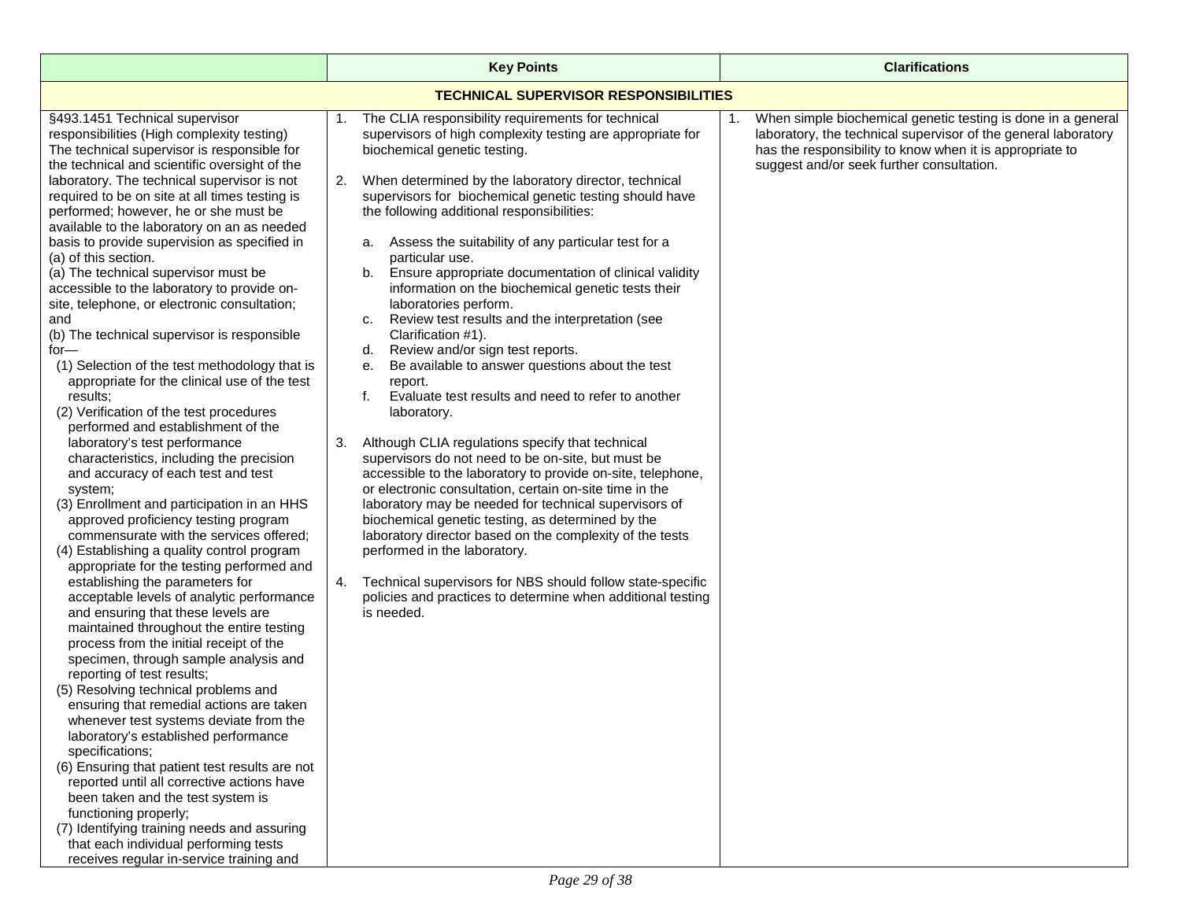| | Key Points | Clarifications |
|---|---|---|
| **TECHNICAL SUPERVISOR RESPONSIBILITIES** | | |
| §493.1451 Technical supervisor responsibilities (High complexity testing) The technical supervisor is responsible for the technical and scientific oversight of the laboratory. The technical supervisor is not required to be on site at all times testing is performed; however, he or she must be available to the laboratory on an as needed basis to provide supervision as specified in (a) of this section.<br>(a) The technical supervisor must be accessible to the laboratory to provide on-site, telephone, or electronic consultation; and<br>(b) The technical supervisor is responsible for—<br>(1) Selection of the test methodology that is appropriate for the clinical use of the test results;<br>(2) Verification of the test procedures performed and establishment of the laboratory's test performance characteristics, including the precision and accuracy of each test and test system;<br>(3) Enrollment and participation in an HHS approved proficiency testing program commensurate with the services offered;<br>(4) Establishing a quality control program appropriate for the testing performed and establishing the parameters for acceptable levels of analytic performance and ensuring that these levels are maintained throughout the entire testing process from the initial receipt of the specimen, through sample analysis and reporting of test results;<br>(5) Resolving technical problems and ensuring that remedial actions are taken whenever test systems deviate from the laboratory's established performance specifications;<br>(6) Ensuring that patient test results are not reported until all corrective actions have been taken and the test system is functioning properly;<br>(7) Identifying training needs and assuring that each individual performing tests receives regular in-service training and | 1. The CLIA responsibility requirements for technical supervisors of high complexity testing are appropriate for biochemical genetic testing.<br><br>2. When determined by the laboratory director, technical supervisors for biochemical genetic testing should have the following additional responsibilities:<br>a. Assess the suitability of any particular test for a particular use.<br>b. Ensure appropriate documentation of clinical validity information on the biochemical genetic tests their laboratories perform.<br>c. Review test results and the interpretation (see Clarification #1).<br>d. Review and/or sign test reports.<br>e. Be available to answer questions about the test report.<br>f. Evaluate test results and need to refer to another laboratory.<br><br>3. Although CLIA regulations specify that technical supervisors do not need to be on-site, but must be accessible to the laboratory to provide on-site, telephone, or electronic consultation, certain on-site time in the laboratory may be needed for technical supervisors of biochemical genetic testing, as determined by the laboratory director based on the complexity of the tests performed in the laboratory.<br><br>4. Technical supervisors for NBS should follow state-specific policies and practices to determine when additional testing is needed. | 1. When simple biochemical genetic testing is done in a general laboratory, the technical supervisor of the general laboratory has the responsibility to know when it is appropriate to suggest and/or seek further consultation. |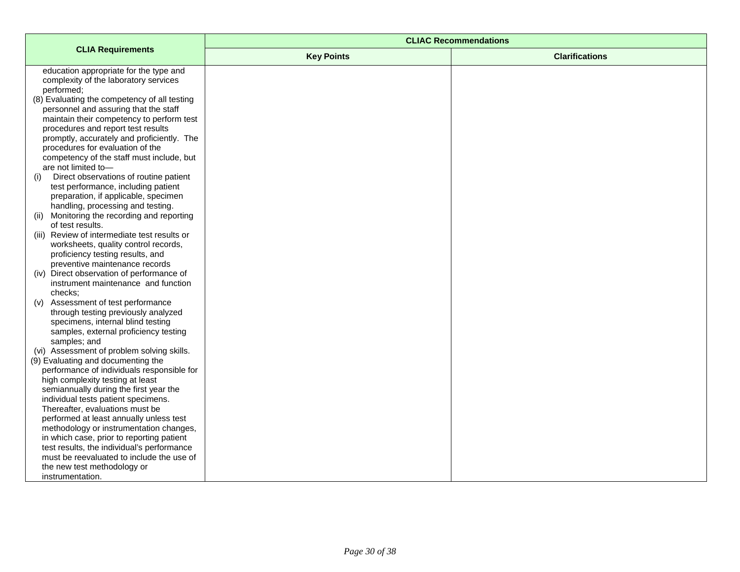| CLIA Requirements | CLIAC Recommendations | |
|---|---|---|
| | Key Points | Clarifications |
| education appropriate for the type and complexity of the laboratory services performed;<br>(8) Evaluating the competency of all testing personnel and assuring that the staff maintain their competency to perform test procedures and report test results promptly, accurately and proficiently. The procedures for evaluation of the competency of the staff must include, but are not limited to—<br>(i) Direct observations of routine patient test performance, including patient preparation, if applicable, specimen handling, processing and testing.<br>(ii) Monitoring the recording and reporting of test results.<br>(iii) Review of intermediate test results or worksheets, quality control records, proficiency testing results, and preventive maintenance records<br>(iv) Direct observation of performance of instrument maintenance and function checks;<br>(v) Assessment of test performance through testing previously analyzed specimens, internal blind testing samples, external proficiency testing samples; and<br>(vi) Assessment of problem solving skills.<br>(9) Evaluating and documenting the performance of individuals responsible for high complexity testing at least semiannually during the first year the individual tests patient specimens. Thereafter, evaluations must be performed at least annually unless test methodology or instrumentation changes, in which case, prior to reporting patient test results, the individual's performance must be reevaluated to include the use of the new test methodology or instrumentation. | | |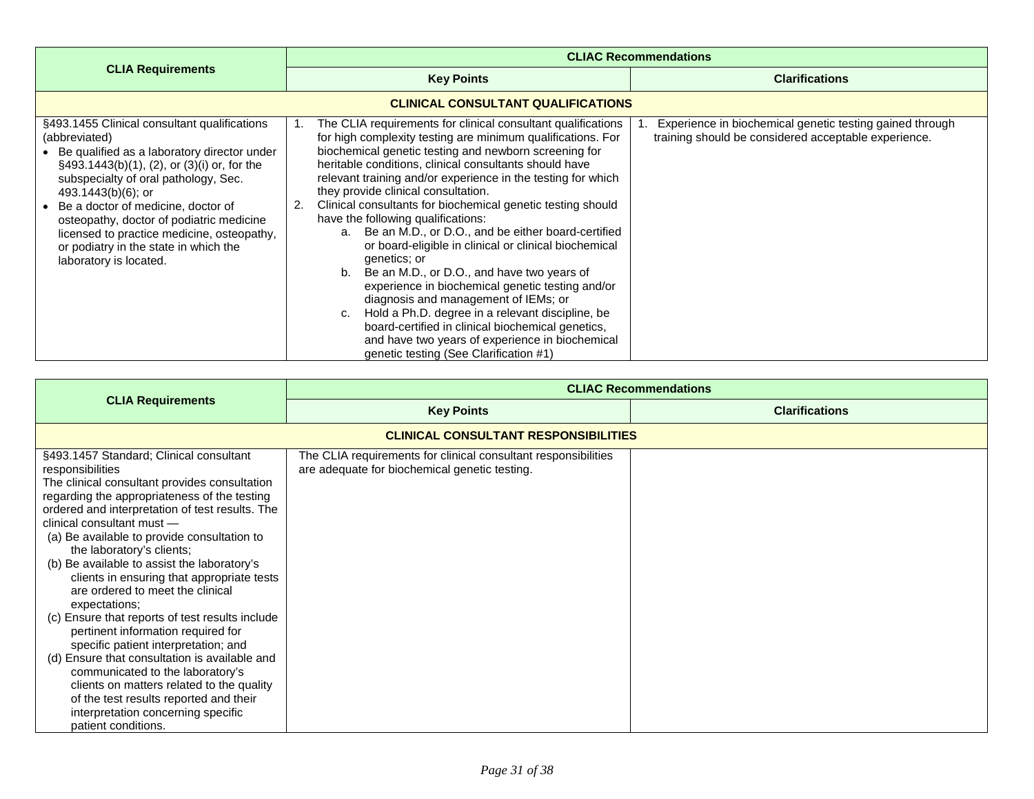| CLIA Requirements | CLIAC Recommendations | |
|---|---|---|
| | **Key Points** | **Clarifications** |
| **CLINICAL CONSULTANT QUALIFICATIONS** | | |
| §493.1455 Clinical consultant qualifications (abbreviated)<br>• Be qualified as a laboratory director under §493.1443(b)(1), (2), or (3)(i) or, for the subspecialty of oral pathology, Sec. 493.1443(b)(6); or<br>• Be a doctor of medicine, doctor of osteopathy, doctor of podiatric medicine licensed to practice medicine, osteopathy, or podiatry in the state in which the laboratory is located. | 1. The CLIA requirements for clinical consultant qualifications for high complexity testing are minimum qualifications. For biochemical genetic testing and newborn screening for heritable conditions, clinical consultants should have relevant training and/or experience in the testing for which they provide clinical consultation.<br>2. Clinical consultants for biochemical genetic testing should have the following qualifications:<br>a. Be an M.D., or D.O., and be either board-certified or board-eligible in clinical or clinical biochemical genetics; or<br>b. Be an M.D., or D.O., and have two years of experience in biochemical genetic testing and/or diagnosis and management of IEMs; or<br>c. Hold a Ph.D. degree in a relevant discipline, be board-certified in clinical biochemical genetics, and have two years of experience in biochemical genetic testing (See Clarification #1) | 1. Experience in biochemical genetic testing gained through training should be considered acceptable experience. |

| CLIA Requirements | CLIAC Recommendations | |
|---|---|---|
| | **Key Points** | **Clarifications** |
| **CLINICAL CONSULTANT RESPONSIBILITIES** | | |
| §493.1457 Standard; Clinical consultant responsibilities<br>The clinical consultant provides consultation regarding the appropriateness of the testing ordered and interpretation of test results. The clinical consultant must —<br>(a) Be available to provide consultation to the laboratory's clients;<br>(b) Be available to assist the laboratory's clients in ensuring that appropriate tests are ordered to meet the clinical expectations;<br>(c) Ensure that reports of test results include pertinent information required for specific patient interpretation; and<br>(d) Ensure that consultation is available and communicated to the laboratory's clients on matters related to the quality of the test results reported and their interpretation concerning specific patient conditions. | The CLIA requirements for clinical consultant responsibilities are adequate for biochemical genetic testing. | |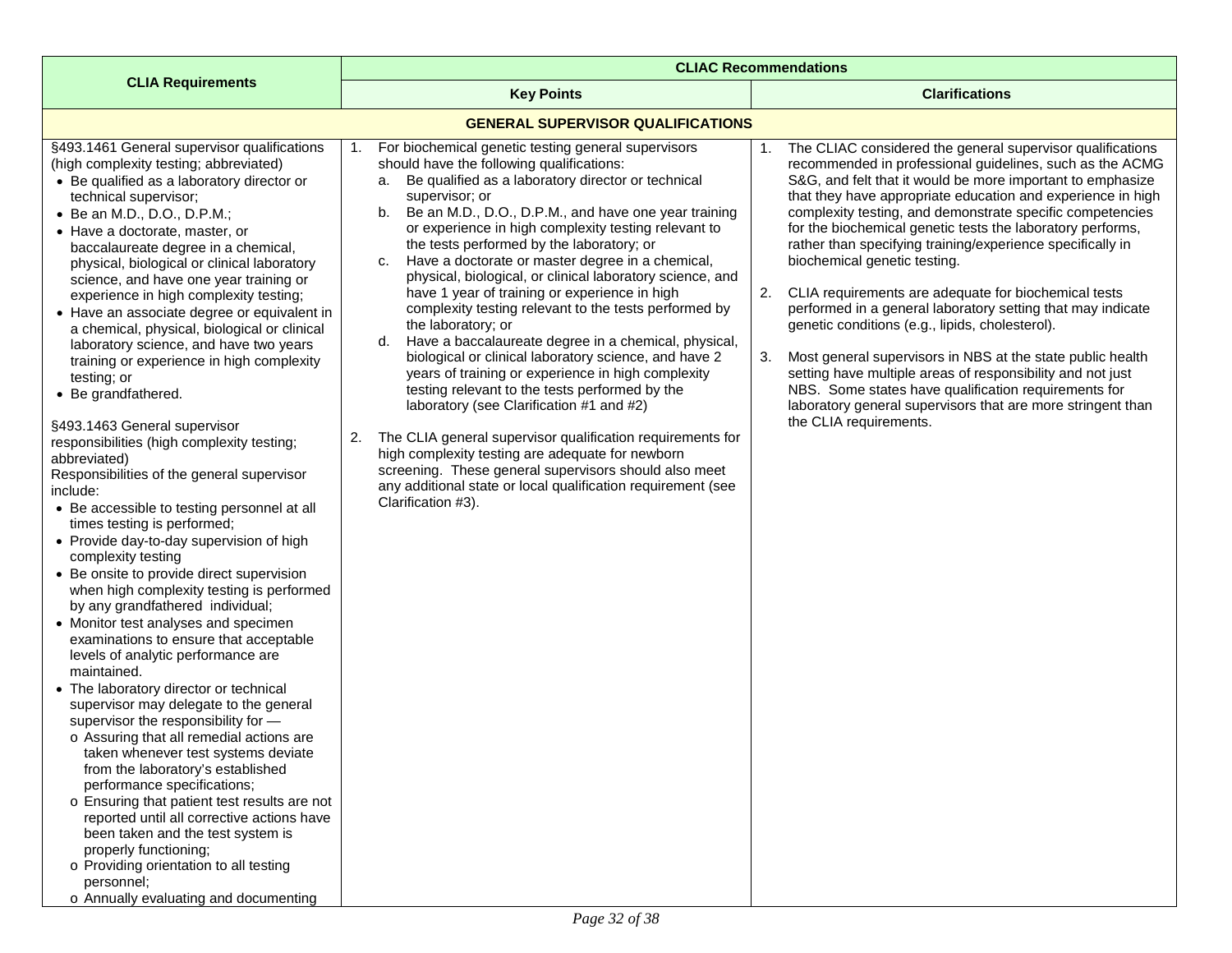| CLIA Requirements | CLIAC Recommendations | |
|---|---|---|
| | **Key Points** | **Clarifications** |
| | **GENERAL SUPERVISOR QUALIFICATIONS** | |
| §493.1461 General supervisor qualifications (high complexity testing; abbreviated)<br>• Be qualified as a laboratory director or technical supervisor;<br>• Be an M.D., D.O., D.P.M.;<br>• Have a doctorate, master, or baccalaureate degree in a chemical, physical, biological or clinical laboratory science, and have one year training or experience in high complexity testing;<br>• Have an associate degree or equivalent in a chemical, physical, biological or clinical laboratory science, and have two years training or experience in high complexity testing; or<br>• Be grandfathered.<br><br>§493.1463 General supervisor responsibilities (high complexity testing; abbreviated)<br>Responsibilities of the general supervisor include:<br>• Be accessible to testing personnel at all times testing is performed;<br>• Provide day-to-day supervision of high complexity testing<br>• Be onsite to provide direct supervision when high complexity testing is performed by any grandfathered individual;<br>• Monitor test analyses and specimen examinations to ensure that acceptable levels of analytic performance are maintained.<br>• The laboratory director or technical supervisor may delegate to the general supervisor the responsibility for —<br>o Assuring that all remedial actions are taken whenever test systems deviate from the laboratory's established performance specifications;<br>o Ensuring that patient test results are not reported until all corrective actions have been taken and the test system is properly functioning;<br>o Providing orientation to all testing personnel;<br>o Annually evaluating and documenting | 1. For biochemical genetic testing general supervisors should have the following qualifications:<br>a. Be qualified as a laboratory director or technical supervisor; or<br>b. Be an M.D., D.O., D.P.M., and have one year training or experience in high complexity testing relevant to the tests performed by the laboratory; or<br>c. Have a doctorate or master degree in a chemical, physical, biological, or clinical laboratory science, and have 1 year of training or experience in high complexity testing relevant to the tests performed by the laboratory; or<br>d. Have a baccalaureate degree in a chemical, physical, biological or clinical laboratory science, and have 2 years of training or experience in high complexity testing relevant to the tests performed by the laboratory (see Clarification #1 and #2)<br><br>2. The CLIA general supervisor qualification requirements for high complexity testing are adequate for newborn screening. These general supervisors should also meet any additional state or local qualification requirement (see Clarification #3). | 1. The CLIAC considered the general supervisor qualifications recommended in professional guidelines, such as the ACMG S&G, and felt that it would be more important to emphasize that they have appropriate education and experience in high complexity testing, and demonstrate specific competencies for the biochemical genetic tests the laboratory performs, rather than specifying training/experience specifically in biochemical genetic testing.<br><br>2. CLIA requirements are adequate for biochemical tests performed in a general laboratory setting that may indicate genetic conditions (e.g., lipids, cholesterol).<br><br>3. Most general supervisors in NBS at the state public health setting have multiple areas of responsibility and not just NBS. Some states have qualification requirements for laboratory general supervisors that are more stringent than the CLIA requirements. |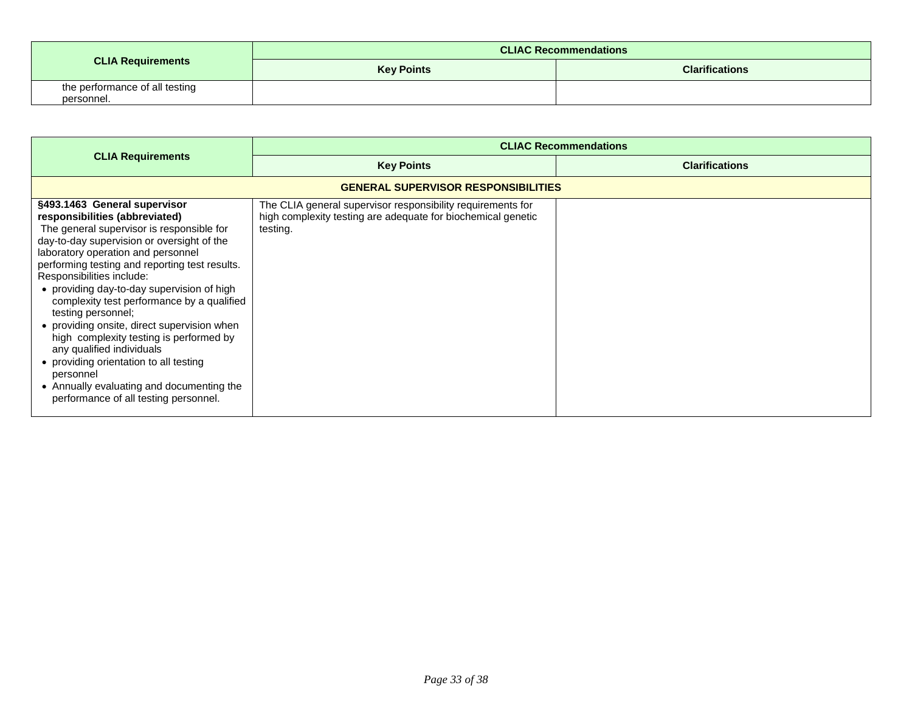| CLIA Requirements | CLIAC Recommendations | |
|---|---|---|
| | Key Points | Clarifications |
| the performance of all testing personnel. | | |

| CLIA Requirements | CLIAC Recommendations | |
|---|---|---|
| | Key Points | Clarifications |
| **GENERAL SUPERVISOR RESPONSIBILITIES** | | |
| **§493.1463 General supervisor responsibilities (abbreviated)**<br>The general supervisor is responsible for day-to-day supervision or oversight of the laboratory operation and personnel performing testing and reporting test results. Responsibilities include:<br>• providing day-to-day supervision of high complexity test performance by a qualified testing personnel;<br>• providing onsite, direct supervision when high complexity testing is performed by any qualified individuals<br>• providing orientation to all testing personnel<br>• Annually evaluating and documenting the performance of all testing personnel. | The CLIA general supervisor responsibility requirements for high complexity testing are adequate for biochemical genetic testing. | |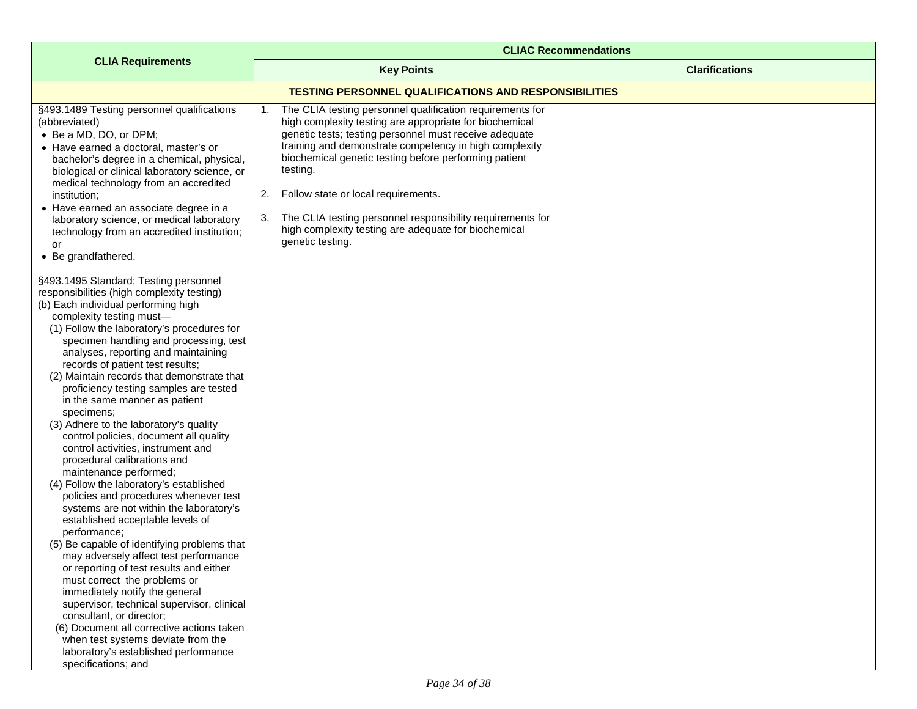| CLIA Requirements | CLIAC Recommendations | |
|---|---|---|
| | **Key Points** | **Clarifications** |
| **TESTING PERSONNEL QUALIFICATIONS AND RESPONSIBILITIES** | | |
| §493.1489 Testing personnel qualifications (abbreviated)<br>• Be a MD, DO, or DPM;<br>• Have earned a doctoral, master's or bachelor's degree in a chemical, physical, biological or clinical laboratory science, or medical technology from an accredited institution;<br>• Have earned an associate degree in a laboratory science, or medical laboratory technology from an accredited institution; or<br>• Be grandfathered.<br><br>§493.1495 Standard; Testing personnel responsibilities (high complexity testing)<br>(b) Each individual performing high complexity testing must—<br>(1) Follow the laboratory's procedures for specimen handling and processing, test analyses, reporting and maintaining records of patient test results;<br>(2) Maintain records that demonstrate that proficiency testing samples are tested in the same manner as patient specimens;<br>(3) Adhere to the laboratory's quality control policies, document all quality control activities, instrument and procedural calibrations and maintenance performed;<br>(4) Follow the laboratory's established policies and procedures whenever test systems are not within the laboratory's established acceptable levels of performance;<br>(5) Be capable of identifying problems that may adversely affect test performance or reporting of test results and either must correct the problems or immediately notify the general supervisor, technical supervisor, clinical consultant, or director;<br>(6) Document all corrective actions taken when test systems deviate from the laboratory's established performance specifications; and | 1. The CLIA testing personnel qualification requirements for high complexity testing are appropriate for biochemical genetic tests; testing personnel must receive adequate training and demonstrate competency in high complexity biochemical genetic testing before performing patient testing.<br><br>2. Follow state or local requirements.<br><br>3. The CLIA testing personnel responsibility requirements for high complexity testing are adequate for biochemical genetic testing. | |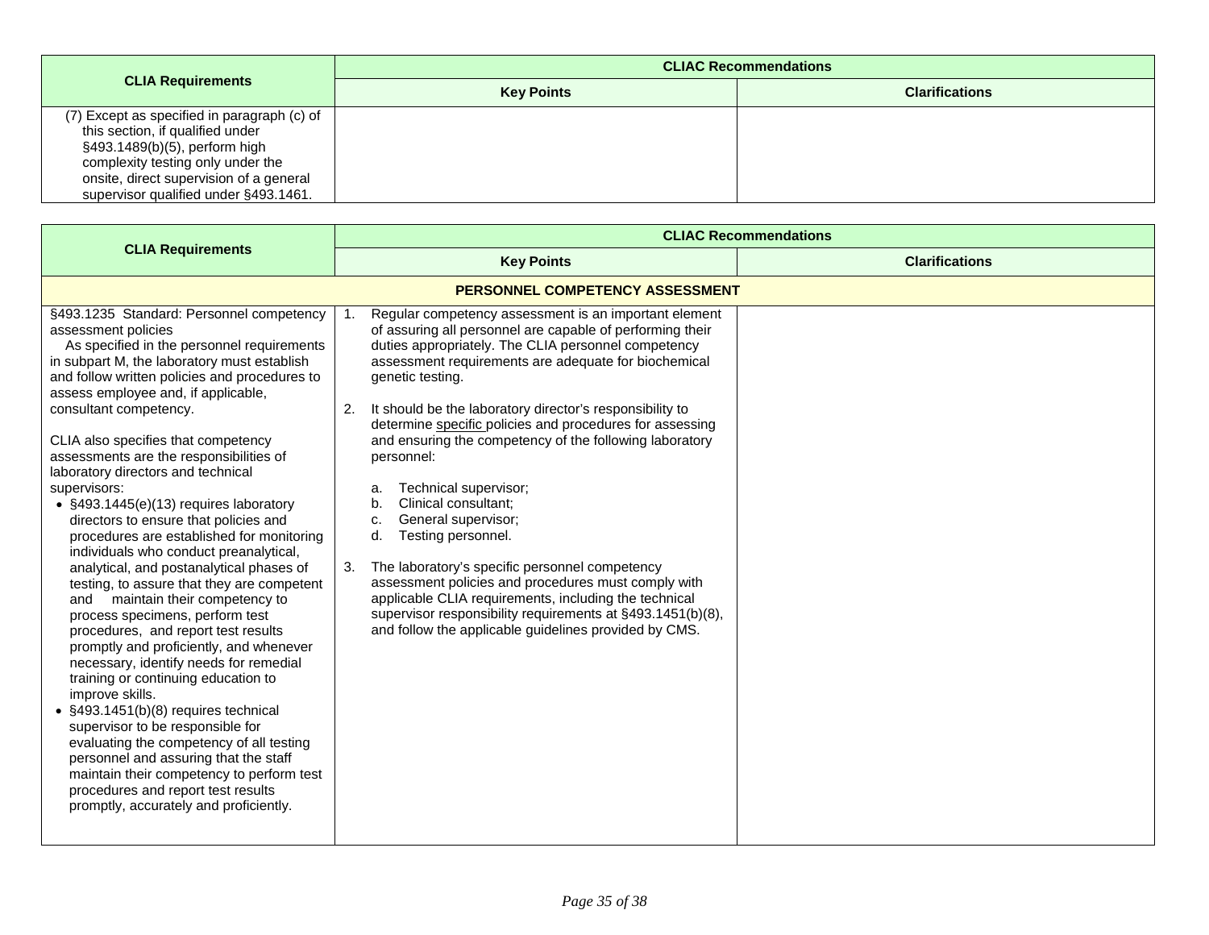| CLIA Requirements | CLIAC Recommendations | |
|---|---|---|
| | **Key Points** | **Clarifications** |
| (7) Except as specified in paragraph (c) of this section, if qualified under §493.1489(b)(5), perform high complexity testing only under the onsite, direct supervision of a general supervisor qualified under §493.1461. | | |

| CLIA Requirements | CLIAC Recommendations | |
|---|---|---|
| | **Key Points** | **Clarifications** |
| **PERSONNEL COMPETENCY ASSESSMENT** | | |
| §493.1235 Standard: Personnel competency assessment policies<br>As specified in the personnel requirements in subpart M, the laboratory must establish and follow written policies and procedures to assess employee and, if applicable, consultant competency.<br><br>CLIA also specifies that competency assessments are the responsibilities of laboratory directors and technical supervisors:<br>• §493.1445(e)(13) requires laboratory directors to ensure that policies and procedures are established for monitoring individuals who conduct preanalytical, analytical, and postanalytical phases of testing, to assure that they are competent and maintain their competency to process specimens, perform test procedures, and report test results promptly and proficiently, and whenever necessary, identify needs for remedial training or continuing education to improve skills.<br>• §493.1451(b)(8) requires technical supervisor to be responsible for evaluating the competency of all testing personnel and assuring that the staff maintain their competency to perform test procedures and report test results promptly, accurately and proficiently. | 1. Regular competency assessment is an important element of assuring all personnel are capable of performing their duties appropriately. The CLIA personnel competency assessment requirements are adequate for biochemical genetic testing.<br><br>2. It should be the laboratory director's responsibility to determine <u>specific</u> policies and procedures for assessing and ensuring the competency of the following laboratory personnel:<br>a. Technical supervisor;<br>b. Clinical consultant;<br>c. General supervisor;<br>d. Testing personnel.<br><br>3. The laboratory's specific personnel competency assessment policies and procedures must comply with applicable CLIA requirements, including the technical supervisor responsibility requirements at §493.1451(b)(8), and follow the applicable guidelines provided by CMS. | |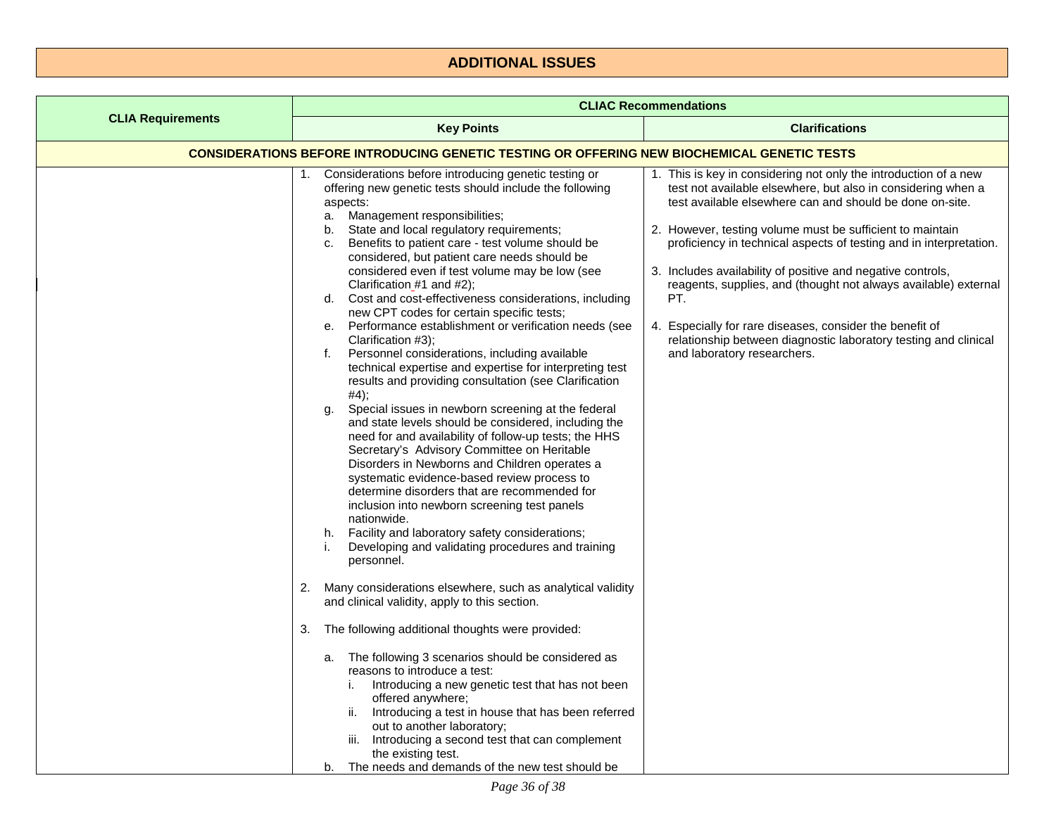# ADDITIONAL ISSUES

| CLIA Requirements | CLIAC Recommendations | |
|---|---|---|
| | **Key Points** | **Clarifications** |
| **CONSIDERATIONS BEFORE INTRODUCING GENETIC TESTING OR OFFERING NEW BIOCHEMICAL GENETIC TESTS** | | |
| | 1. Considerations before introducing genetic testing or offering new genetic tests should include the following aspects:<br>a. Management responsibilities;<br>b. State and local regulatory requirements;<br>c. Benefits to patient care - test volume should be considered, but patient care needs should be considered even if test volume may be low (see Clarification #1 and #2);<br>d. Cost and cost-effectiveness considerations, including new CPT codes for certain specific tests;<br>e. Performance establishment or verification needs (see Clarification #3);<br>f. Personnel considerations, including available technical expertise and expertise for interpreting test results and providing consultation (see Clarification #4);<br>g. Special issues in newborn screening at the federal and state levels should be considered, including the need for and availability of follow-up tests; the HHS Secretary's Advisory Committee on Heritable Disorders in Newborns and Children operates a systematic evidence-based review process to determine disorders that are recommended for inclusion into newborn screening test panels nationwide.<br>h. Facility and laboratory safety considerations;<br>i. Developing and validating procedures and training personnel.<br><br>2. Many considerations elsewhere, such as analytical validity and clinical validity, apply to this section.<br><br>3. The following additional thoughts were provided:<br><br>a. The following 3 scenarios should be considered as reasons to introduce a test:<br>i. Introducing a new genetic test that has not been offered anywhere;<br>ii. Introducing a test in house that has been referred out to another laboratory;<br>iii. Introducing a second test that can complement the existing test.<br>b. The needs and demands of the new test should be | 1. This is key in considering not only the introduction of a new test not available elsewhere, but also in considering when a test available elsewhere can and should be done on-site.<br><br>2. However, testing volume must be sufficient to maintain proficiency in technical aspects of testing and in interpretation.<br><br>3. Includes availability of positive and negative controls, reagents, supplies, and (thought not always available) external PT.<br><br>4. Especially for rare diseases, consider the benefit of relationship between diagnostic laboratory testing and clinical and laboratory researchers. |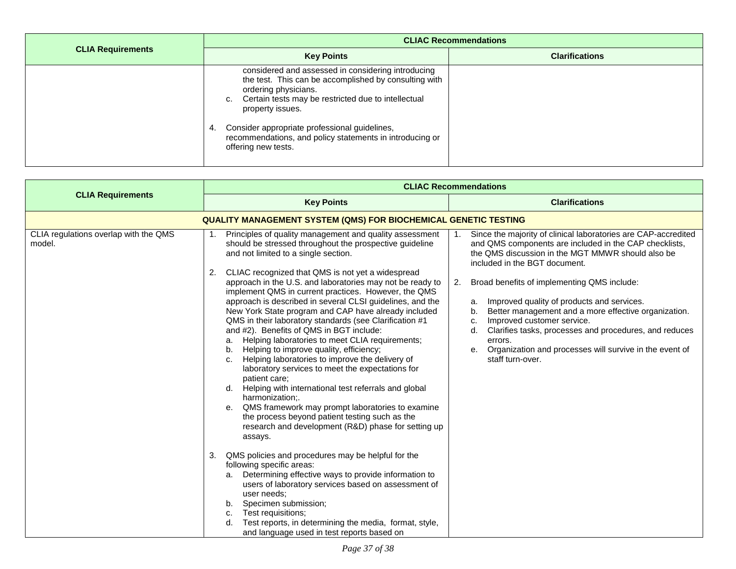| CLIA Requirements | CLIAC Recommendations | |
|---|---|---|
| | Key Points | Clarifications |
| | considered and assessed in considering introducing the test. This can be accomplished by consulting with ordering physicians.<br>c. Certain tests may be restricted due to intellectual property issues.<br><br>4. Consider appropriate professional guidelines, recommendations, and policy statements in introducing or offering new tests. | |

| CLIA Requirements | CLIAC Recommendations | |
|---|---|---|
| | Key Points | Clarifications |
| **QUALITY MANAGEMENT SYSTEM (QMS) FOR BIOCHEMICAL GENETIC TESTING** | | |
| CLIA regulations overlap with the QMS model. | 1. Principles of quality management and quality assessment should be stressed throughout the prospective guideline and not limited to a single section.<br><br>2. CLIAC recognized that QMS is not yet a widespread approach in the U.S. and laboratories may not be ready to implement QMS in current practices. However, the QMS approach is described in several CLSI guidelines, and the New York State program and CAP have already included QMS in their laboratory standards (see Clarification #1 and #2). Benefits of QMS in BGT include:<br>a. Helping laboratories to meet CLIA requirements;<br>b. Helping to improve quality, efficiency;<br>c. Helping laboratories to improve the delivery of laboratory services to meet the expectations for patient care;<br>d. Helping with international test referrals and global harmonization;.<br>e. QMS framework may prompt laboratories to examine the process beyond patient testing such as the research and development (R&D) phase for setting up assays.<br><br>3. QMS policies and procedures may be helpful for the following specific areas:<br>a. Determining effective ways to provide information to users of laboratory services based on assessment of user needs;<br>b. Specimen submission;<br>c. Test requisitions;<br>d. Test reports, in determining the media, format, style, and language used in test reports based on | 1. Since the majority of clinical laboratories are CAP-accredited and QMS components are included in the CAP checklists, the QMS discussion in the MGT MMWR should also be included in the BGT document.<br><br>2. Broad benefits of implementing QMS include:<br><br>a. Improved quality of products and services.<br>b. Better management and a more effective organization.<br>c. Improved customer service.<br>d. Clarifies tasks, processes and procedures, and reduces errors.<br>e. Organization and processes will survive in the event of staff turn-over. |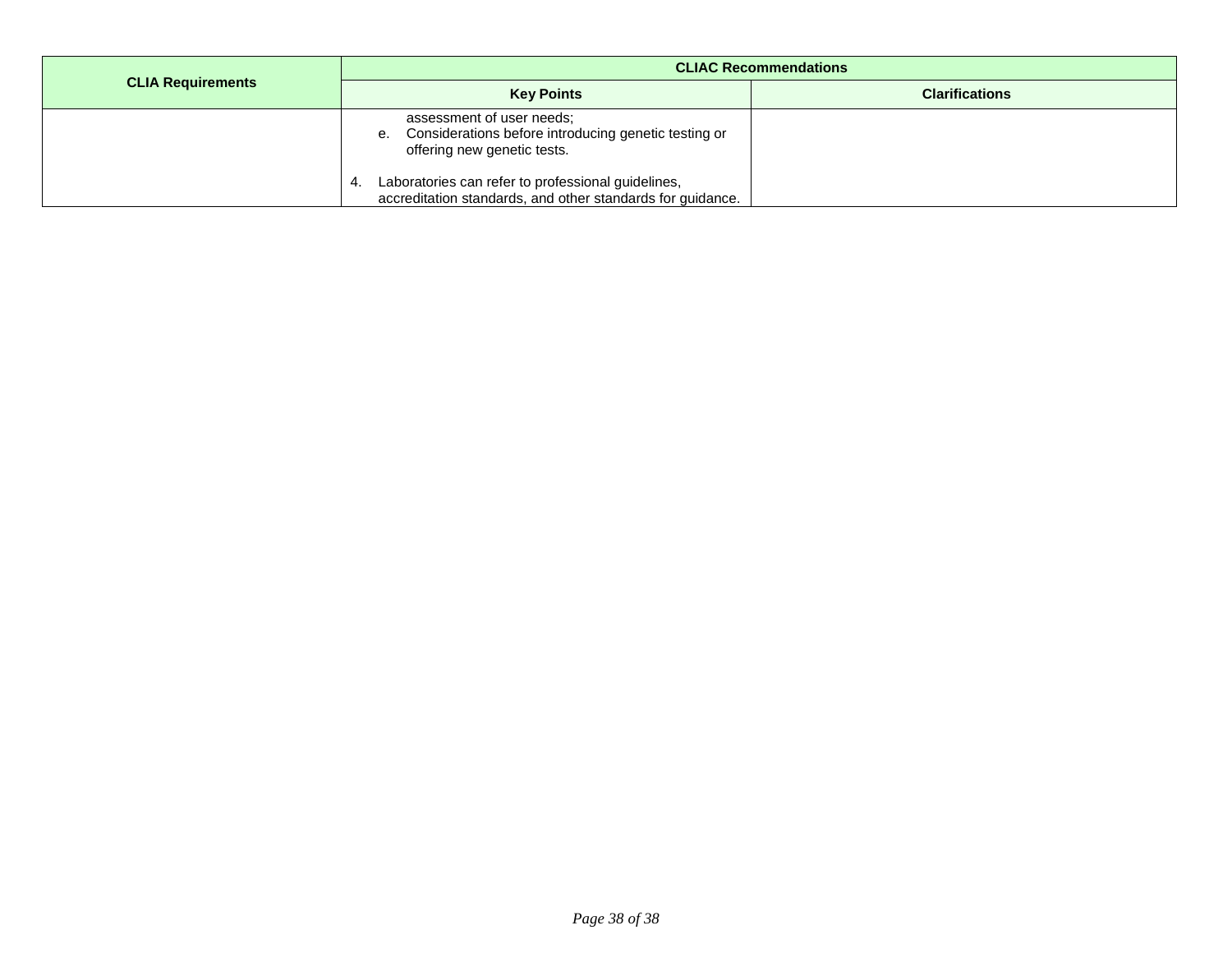| CLIA Requirements | CLIAC Recommendations | |
|---|---|---|
| | Key Points | Clarifications |
| | assessment of user needs;<br>e. Considerations before introducing genetic testing or offering new genetic tests.<br><br>4. Laboratories can refer to professional guidelines, accreditation standards, and other standards for guidance. | |